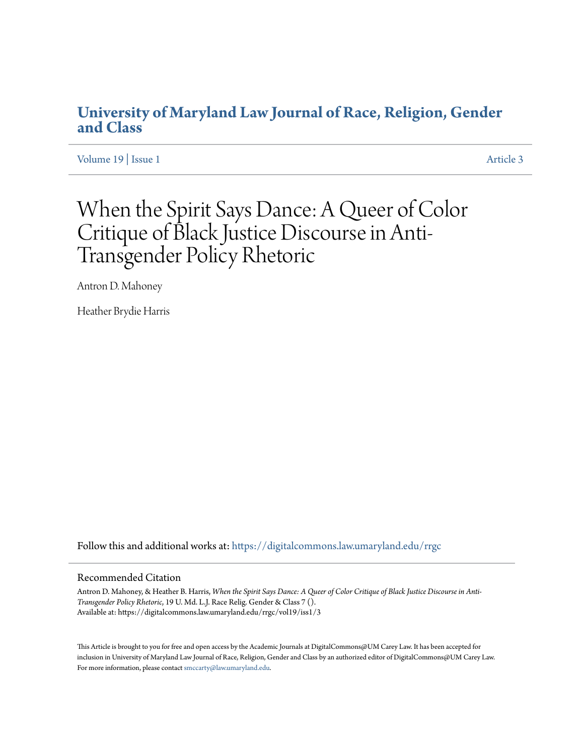# University of Maryland Law Journal of Race, Religion, Gender and Class

Volume 19 | Issue 1 Article 3

# When the Spirit Says Dance: A Queer of Color Critique of Black Justice Discourse in Anti-Transgender Policy Rhetoric

Antron D. Mahoney

Heather Brydie Harris

Follow this and additional works at: https://digitalcommons.law.umaryland.edu/rrgc

## Recommended Citation

Antron D. Mahoney, & Heather B. Harris, *When the Spirit Says Dance: A Queer of Color Critique of Black Justice Discourse in Anti-Transgender Policy Rhetoric*, 19 U. Md. L.J. Race Relig. Gender & Class 7 ().
Available at: https://digitalcommons.law.umaryland.edu/rrgc/vol19/iss1/3

This Article is brought to you for free and open access by the Academic Journals at DigitalCommons@UM Carey Law. It has been accepted for inclusion in University of Maryland Law Journal of Race, Religion, Gender and Class by an authorized editor of DigitalCommons@UM Carey Law. For more information, please contact smccarty@law.umaryland.edu.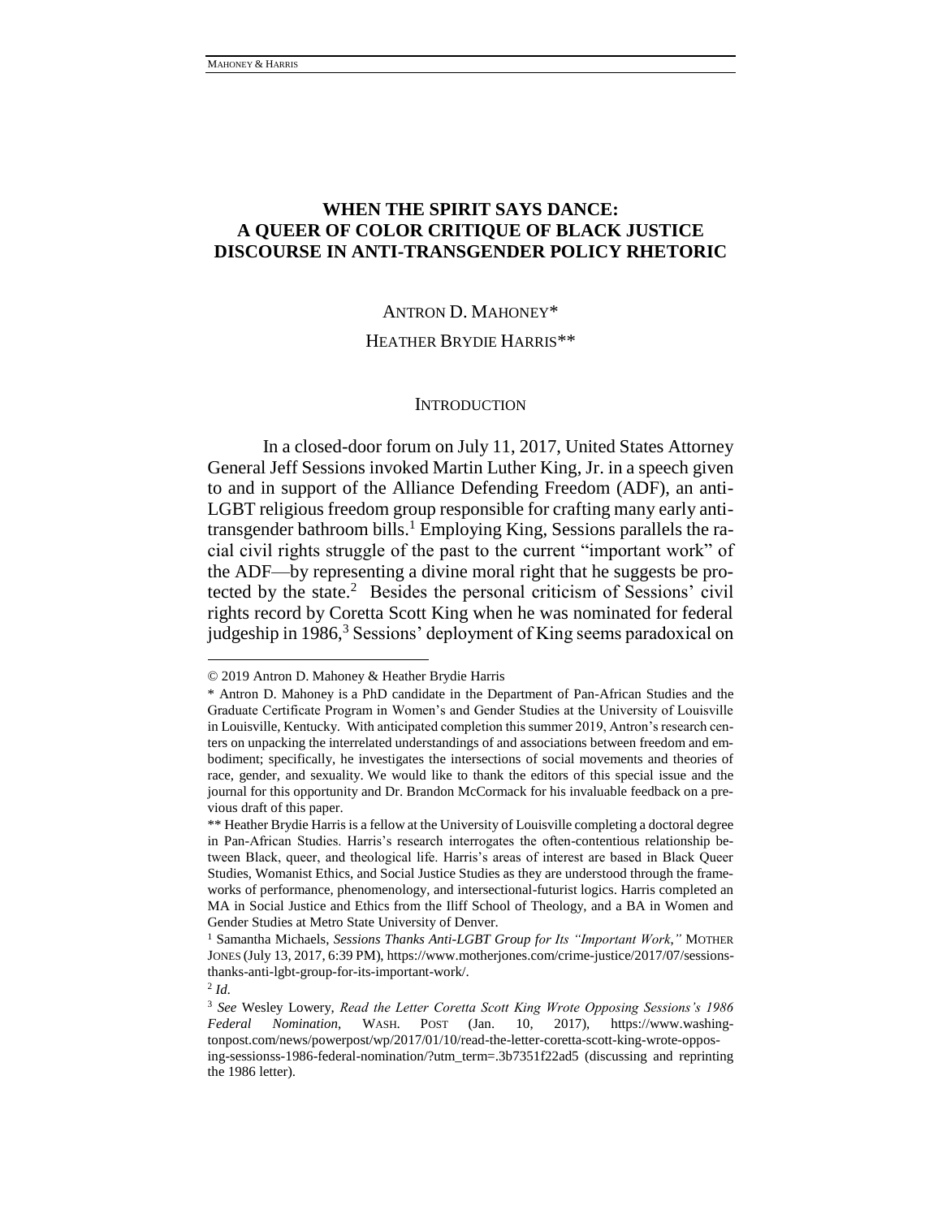# WHEN THE SPIRIT SAYS DANCE: A QUEER OF COLOR CRITIQUE OF BLACK JUSTICE DISCOURSE IN ANTI-TRANSGENDER POLICY RHETORIC

ANTRON D. MAHONEY*

HEATHER BRYDIE HARRIS**

## INTRODUCTION

In a closed-door forum on July 11, 2017, United States Attorney General Jeff Sessions invoked Martin Luther King, Jr. in a speech given to and in support of the Alliance Defending Freedom (ADF), an anti-LGBT religious freedom group responsible for crafting many early anti-transgender bathroom bills.[1] Employing King, Sessions parallels the racial civil rights struggle of the past to the current "important work" of the ADF—by representing a divine moral right that he suggests be protected by the state.[2] Besides the personal criticism of Sessions' civil rights record by Coretta Scott King when he was nominated for federal judgeship in 1986,[3] Sessions' deployment of King seems paradoxical on

---

© 2019 Antron D. Mahoney & Heather Brydie Harris

\* Antron D. Mahoney is a PhD candidate in the Department of Pan-African Studies and the Graduate Certificate Program in Women's and Gender Studies at the University of Louisville in Louisville, Kentucky. With anticipated completion this summer 2019, Antron's research centers on unpacking the interrelated understandings of and associations between freedom and embodiment; specifically, he investigates the intersections of social movements and theories of race, gender, and sexuality. We would like to thank the editors of this special issue and the journal for this opportunity and Dr. Brandon McCormack for his invaluable feedback on a previous draft of this paper.

\*\* Heather Brydie Harris is a fellow at the University of Louisville completing a doctoral degree in Pan-African Studies. Harris's research interrogates the often-contentious relationship between Black, queer, and theological life. Harris's areas of interest are based in Black Queer Studies, Womanist Ethics, and Social Justice Studies as they are understood through the frameworks of performance, phenomenology, and intersectional-futurist logics. Harris completed an MA in Social Justice and Ethics from the Iliff School of Theology, and a BA in Women and Gender Studies at Metro State University of Denver.

[1] Samantha Michaels, *Sessions Thanks Anti-LGBT Group for Its "Important Work,"* MOTHER JONES (July 13, 2017, 6:39 PM), https://www.motherjones.com/crime-justice/2017/07/sessions-thanks-anti-lgbt-group-for-its-important-work/.

[2] *Id.*

[3] *See* Wesley Lowery, *Read the Letter Coretta Scott King Wrote Opposing Sessions's 1986 Federal Nomination*, WASH. POST (Jan. 10, 2017), https://www.washingtonpost.com/news/powerpost/wp/2017/01/10/read-the-letter-coretta-scott-king-wrote-opposing-sessionss-1986-federal-nomination/?utm_term=.3b7351f22ad5 (discussing and reprinting the 1986 letter).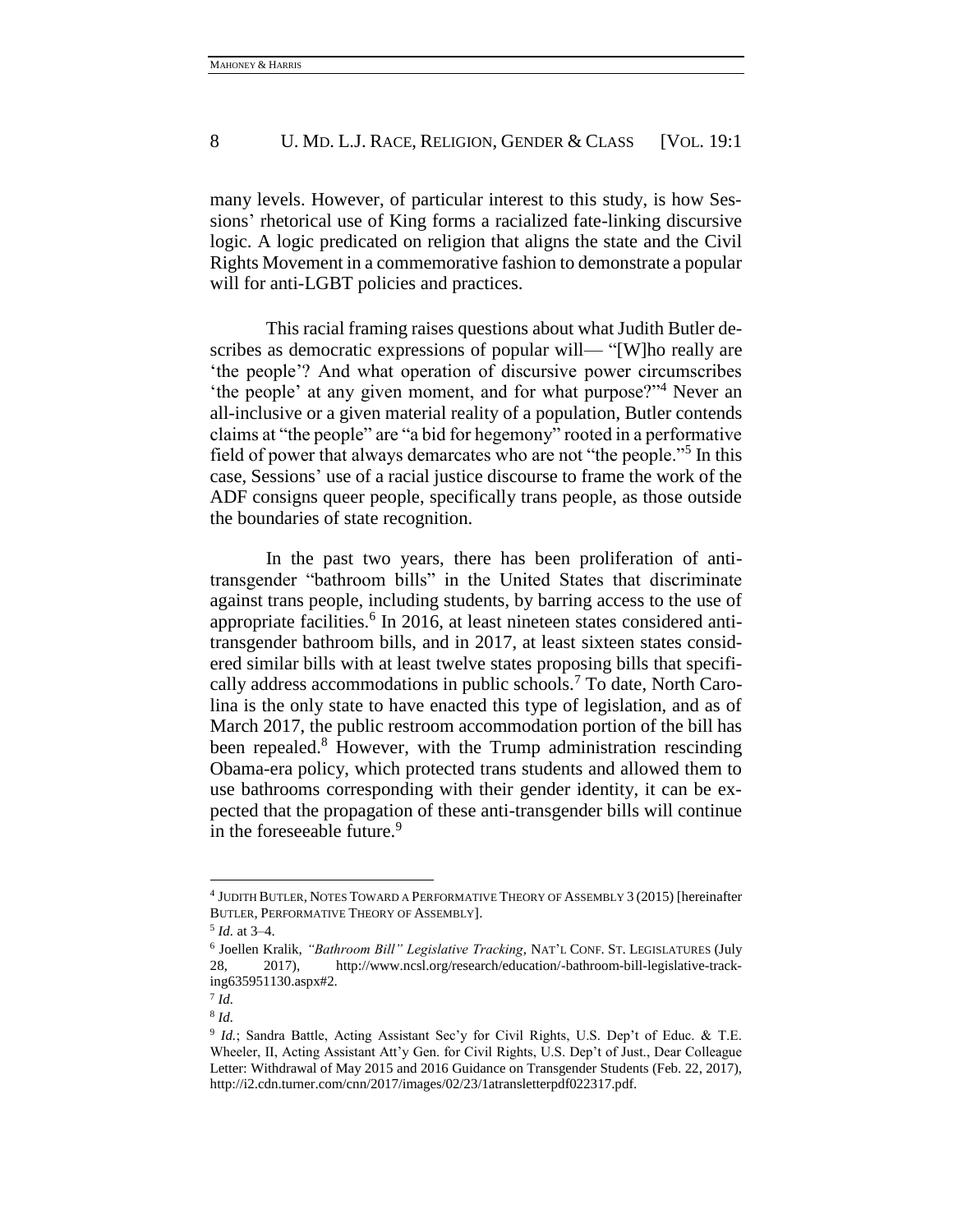many levels. However, of particular interest to this study, is how Sessions' rhetorical use of King forms a racialized fate-linking discursive logic. A logic predicated on religion that aligns the state and the Civil Rights Movement in a commemorative fashion to demonstrate a popular will for anti-LGBT policies and practices.

This racial framing raises questions about what Judith Butler describes as democratic expressions of popular will— "[W]ho really are 'the people'? And what operation of discursive power circumscribes 'the people' at any given moment, and for what purpose?"[4] Never an all-inclusive or a given material reality of a population, Butler contends claims at "the people" are "a bid for hegemony" rooted in a performative field of power that always demarcates who are not "the people."[5] In this case, Sessions' use of a racial justice discourse to frame the work of the ADF consigns queer people, specifically trans people, as those outside the boundaries of state recognition.

In the past two years, there has been proliferation of anti-transgender "bathroom bills" in the United States that discriminate against trans people, including students, by barring access to the use of appropriate facilities.[6] In 2016, at least nineteen states considered anti-transgender bathroom bills, and in 2017, at least sixteen states considered similar bills with at least twelve states proposing bills that specifically address accommodations in public schools.[7] To date, North Carolina is the only state to have enacted this type of legislation, and as of March 2017, the public restroom accommodation portion of the bill has been repealed.[8] However, with the Trump administration rescinding Obama-era policy, which protected trans students and allowed them to use bathrooms corresponding with their gender identity, it can be expected that the propagation of these anti-transgender bills will continue in the foreseeable future.[9]

---

[4] JUDITH BUTLER, NOTES TOWARD A PERFORMATIVE THEORY OF ASSEMBLY 3 (2015) [hereinafter BUTLER, PERFORMATIVE THEORY OF ASSEMBLY].

[5] *Id.* at 3–4.

[6] Joellen Kralik, *"Bathroom Bill" Legislative Tracking*, NAT'L CONF. ST. LEGISLATURES (July 28, 2017), http://www.ncsl.org/research/education/-bathroom-bill-legislative-tracking635951130.aspx#2.

[7] *Id.*

[8] *Id.*

[9] *Id.*; Sandra Battle, Acting Assistant Sec'y for Civil Rights, U.S. Dep't of Educ. & T.E. Wheeler, II, Acting Assistant Att'y Gen. for Civil Rights, U.S. Dep't of Just., Dear Colleague Letter: Withdrawal of May 2015 and 2016 Guidance on Transgender Students (Feb. 22, 2017), http://i2.cdn.turner.com/cnn/2017/images/02/23/1atransletterpdf022317.pdf.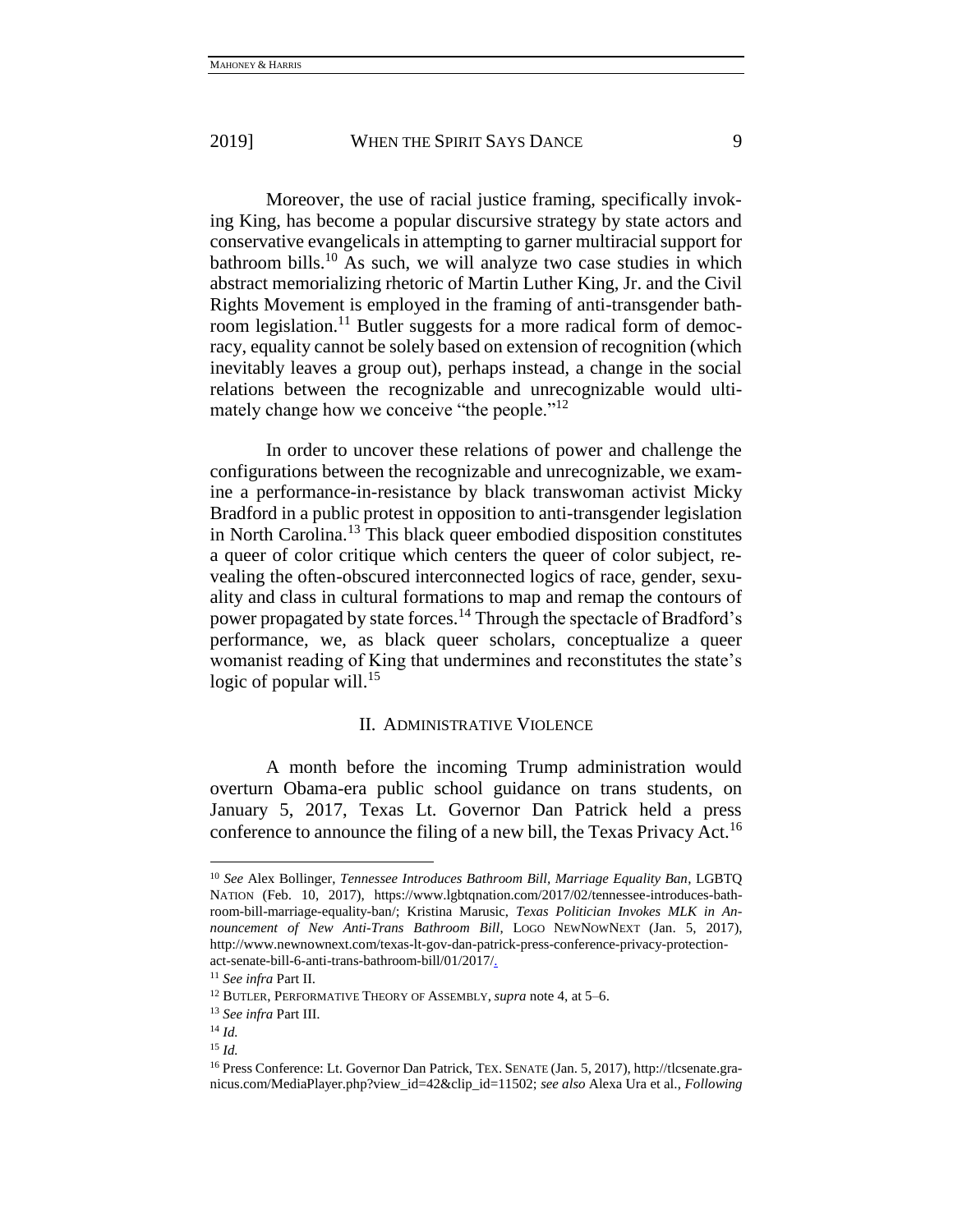Moreover, the use of racial justice framing, specifically invoking King, has become a popular discursive strategy by state actors and conservative evangelicals in attempting to garner multiracial support for bathroom bills.[10] As such, we will analyze two case studies in which abstract memorializing rhetoric of Martin Luther King, Jr. and the Civil Rights Movement is employed in the framing of anti-transgender bathroom legislation.[11] Butler suggests for a more radical form of democracy, equality cannot be solely based on extension of recognition (which inevitably leaves a group out), perhaps instead, a change in the social relations between the recognizable and unrecognizable would ultimately change how we conceive "the people."[12]

In order to uncover these relations of power and challenge the configurations between the recognizable and unrecognizable, we examine a performance-in-resistance by black transwoman activist Micky Bradford in a public protest in opposition to anti-transgender legislation in North Carolina.[13] This black queer embodied disposition constitutes a queer of color critique which centers the queer of color subject, revealing the often-obscured interconnected logics of race, gender, sexuality and class in cultural formations to map and remap the contours of power propagated by state forces.[14] Through the spectacle of Bradford's performance, we, as black queer scholars, conceptualize a queer womanist reading of King that undermines and reconstitutes the state's logic of popular will.[15]

## II. Administrative Violence

A month before the incoming Trump administration would overturn Obama-era public school guidance on trans students, on January 5, 2017, Texas Lt. Governor Dan Patrick held a press conference to announce the filing of a new bill, the Texas Privacy Act.[16]

---

[10] *See* Alex Bollinger, *Tennessee Introduces Bathroom Bill, Marriage Equality Ban*, LGBTQ NATION (Feb. 10, 2017), https://www.lgbtqnation.com/2017/02/tennessee-introduces-bathroom-bill-marriage-equality-ban/; Kristina Marusic, *Texas Politician Invokes MLK in Announcement of New Anti-Trans Bathroom Bill*, LOGO NEWNOWNEXT (Jan. 5, 2017), http://www.newnownext.com/texas-lt-gov-dan-patrick-press-conference-privacy-protection-act-senate-bill-6-anti-trans-bathroom-bill/01/2017/.

[11] *See infra* Part II.

[12] BUTLER, PERFORMATIVE THEORY OF ASSEMBLY, *supra* note 4, at 5–6.

[13] *See infra* Part III.

[14] *Id.*

[15] *Id.*

[16] Press Conference: Lt. Governor Dan Patrick, TEX. SENATE (Jan. 5, 2017), http://tlcsenate.granicus.com/MediaPlayer.php?view_id=42&clip_id=11502; *see also* Alexa Ura et al., *Following*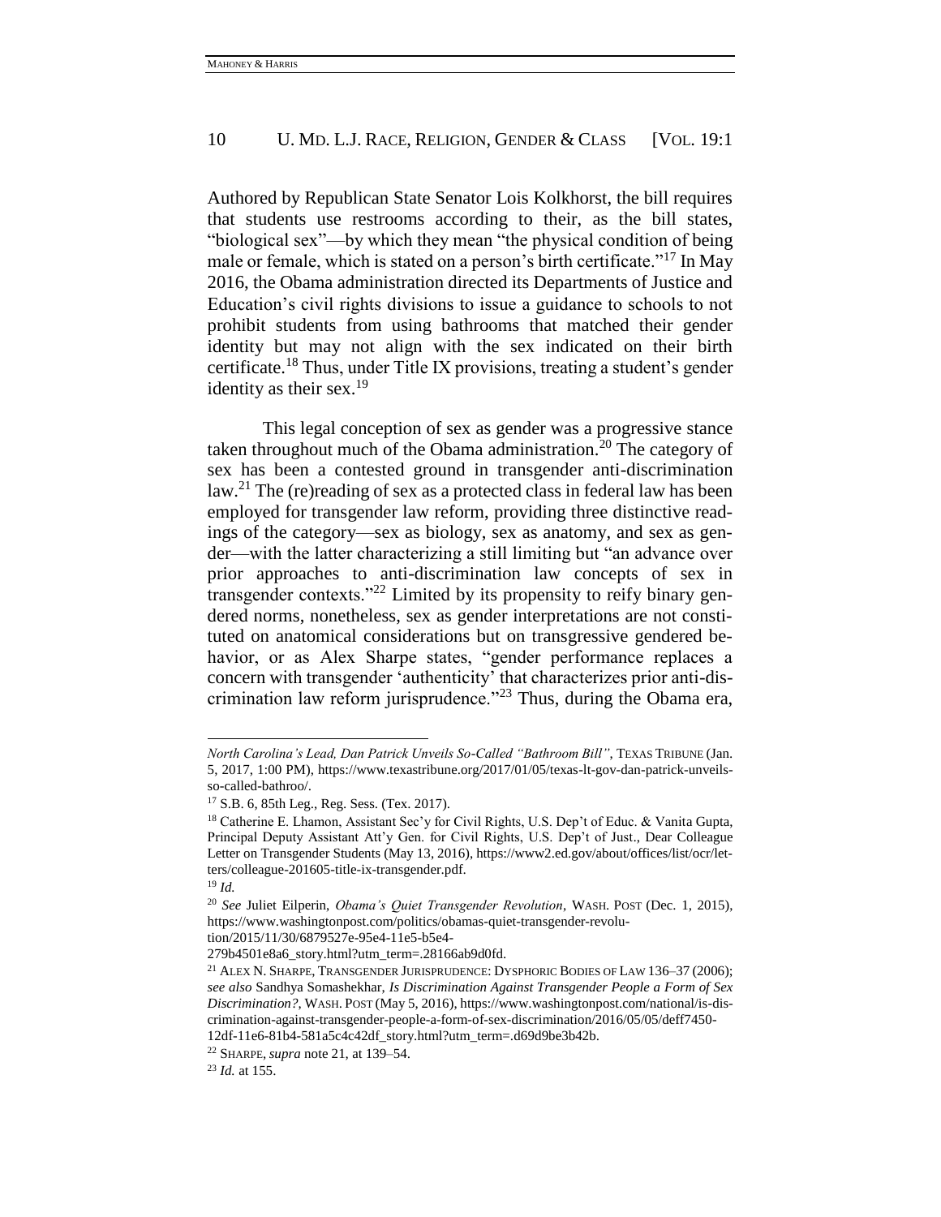Authored by Republican State Senator Lois Kolkhorst, the bill requires that students use restrooms according to their, as the bill states, "biological sex"—by which they mean "the physical condition of being male or female, which is stated on a person's birth certificate."[17] In May 2016, the Obama administration directed its Departments of Justice and Education's civil rights divisions to issue a guidance to schools to not prohibit students from using bathrooms that matched their gender identity but may not align with the sex indicated on their birth certificate.[18] Thus, under Title IX provisions, treating a student's gender identity as their sex.[19]

This legal conception of sex as gender was a progressive stance taken throughout much of the Obama administration.[20] The category of sex has been a contested ground in transgender anti-discrimination law.[21] The (re)reading of sex as a protected class in federal law has been employed for transgender law reform, providing three distinctive readings of the category—sex as biology, sex as anatomy, and sex as gender—with the latter characterizing a still limiting but "an advance over prior approaches to anti-discrimination law concepts of sex in transgender contexts."[22] Limited by its propensity to reify binary gendered norms, nonetheless, sex as gender interpretations are not constituted on anatomical considerations but on transgressive gendered behavior, or as Alex Sharpe states, "gender performance replaces a concern with transgender 'authenticity' that characterizes prior anti-discrimination law reform jurisprudence."[23] Thus, during the Obama era,

---

*North Carolina's Lead, Dan Patrick Unveils So-Called "Bathroom Bill"*, TEXAS TRIBUNE (Jan. 5, 2017, 1:00 PM), https://www.texastribune.org/2017/01/05/texas-lt-gov-dan-patrick-unveils-so-called-bathroo/.

[17] S.B. 6, 85th Leg., Reg. Sess. (Tex. 2017).

[18] Catherine E. Lhamon, Assistant Sec'y for Civil Rights, U.S. Dep't of Educ. & Vanita Gupta, Principal Deputy Assistant Att'y Gen. for Civil Rights, U.S. Dep't of Just., Dear Colleague Letter on Transgender Students (May 13, 2016), https://www2.ed.gov/about/offices/list/ocr/letters/colleague-201605-title-ix-transgender.pdf.

[19] *Id.*

[20] *See* Juliet Eilperin, *Obama's Quiet Transgender Revolution*, WASH. POST (Dec. 1, 2015), https://www.washingtonpost.com/politics/obamas-quiet-transgender-revolution/2015/11/30/6879527e-95e4-11e5-b5e4-279b4501e8a6_story.html?utm_term=.28166ab9d0fd.

[21] ALEX N. SHARPE, TRANSGENDER JURISPRUDENCE: DYSPHORIC BODIES OF LAW 136–37 (2006); *see also* Sandhya Somashekhar, *Is Discrimination Against Transgender People a Form of Sex Discrimination?*, WASH. POST (May 5, 2016), https://www.washingtonpost.com/national/is-discrimination-against-transgender-people-a-form-of-sex-discrimination/2016/05/05/deff7450-12df-11e6-81b4-581a5c4c42df_story.html?utm_term=.d69d9be3b42b.

[22] SHARPE, *supra* note 21, at 139–54.

[23] *Id.* at 155.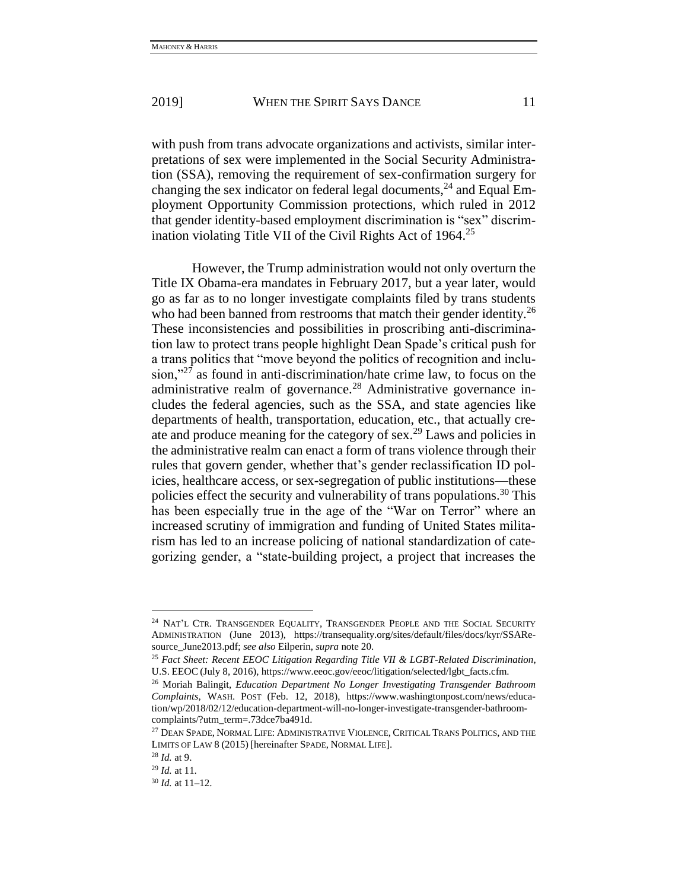with push from trans advocate organizations and activists, similar interpretations of sex were implemented in the Social Security Administration (SSA), removing the requirement of sex-confirmation surgery for changing the sex indicator on federal legal documents,[24] and Equal Employment Opportunity Commission protections, which ruled in 2012 that gender identity-based employment discrimination is "sex" discrimination violating Title VII of the Civil Rights Act of 1964.[25]

However, the Trump administration would not only overturn the Title IX Obama-era mandates in February 2017, but a year later, would go as far as to no longer investigate complaints filed by trans students who had been banned from restrooms that match their gender identity.[26] These inconsistencies and possibilities in proscribing anti-discrimination law to protect trans people highlight Dean Spade's critical push for a trans politics that "move beyond the politics of recognition and inclusion,"[27] as found in anti-discrimination/hate crime law, to focus on the administrative realm of governance.[28] Administrative governance includes the federal agencies, such as the SSA, and state agencies like departments of health, transportation, education, etc., that actually create and produce meaning for the category of sex.[29] Laws and policies in the administrative realm can enact a form of trans violence through their rules that govern gender, whether that's gender reclassification ID policies, healthcare access, or sex-segregation of public institutions—these policies effect the security and vulnerability of trans populations.[30] This has been especially true in the age of the "War on Terror" where an increased scrutiny of immigration and funding of United States militarism has led to an increase policing of national standardization of categorizing gender, a "state-building project, a project that increases the

---

[24] NAT'L CTR. TRANSGENDER EQUALITY, TRANSGENDER PEOPLE AND THE SOCIAL SECURITY ADMINISTRATION (June 2013), https://transequality.org/sites/default/files/docs/kyr/SSAResource_June2013.pdf; *see also* Eilperin, *supra* note 20.

[25] *Fact Sheet: Recent EEOC Litigation Regarding Title VII & LGBT-Related Discrimination*, U.S. EEOC (July 8, 2016), https://www.eeoc.gov/eeoc/litigation/selected/lgbt_facts.cfm.

[26] Moriah Balingit, *Education Department No Longer Investigating Transgender Bathroom Complaints*, WASH. POST (Feb. 12, 2018), https://www.washingtonpost.com/news/education/wp/2018/02/12/education-department-will-no-longer-investigate-transgender-bathroom-complaints/?utm_term=.73dce7ba491d.

[27] DEAN SPADE, NORMAL LIFE: ADMINISTRATIVE VIOLENCE, CRITICAL TRANS POLITICS, AND THE LIMITS OF LAW 8 (2015) [hereinafter SPADE, NORMAL LIFE].

[28] *Id.* at 9.

[29] *Id.* at 11.

[30] *Id.* at 11–12.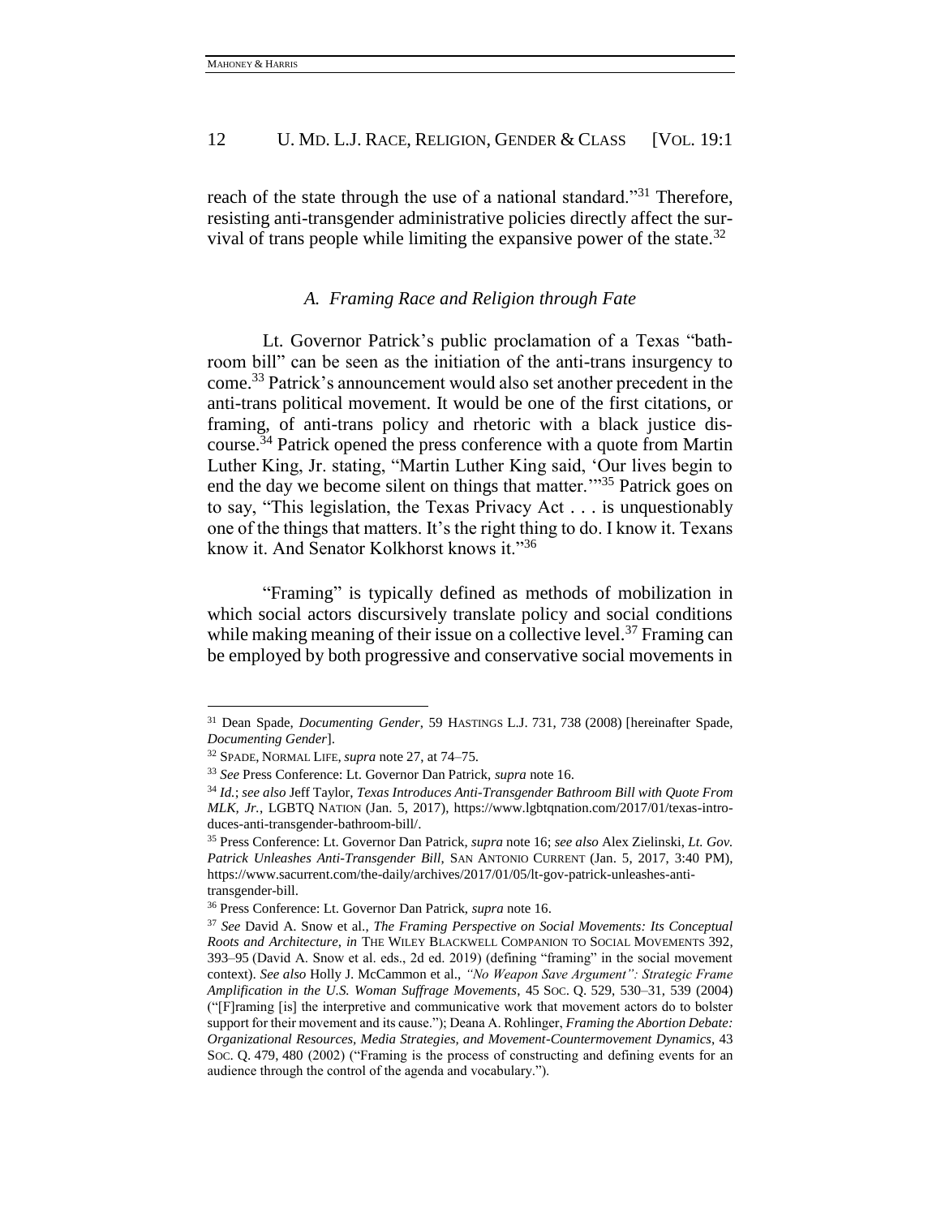reach of the state through the use of a national standard."[31] Therefore, resisting anti-transgender administrative policies directly affect the survival of trans people while limiting the expansive power of the state.[32]

### *A. Framing Race and Religion through Fate*

Lt. Governor Patrick's public proclamation of a Texas "bathroom bill" can be seen as the initiation of the anti-trans insurgency to come.[33] Patrick's announcement would also set another precedent in the anti-trans political movement. It would be one of the first citations, or framing, of anti-trans policy and rhetoric with a black justice discourse.[34] Patrick opened the press conference with a quote from Martin Luther King, Jr. stating, "Martin Luther King said, 'Our lives begin to end the day we become silent on things that matter.'"[35] Patrick goes on to say, "This legislation, the Texas Privacy Act . . . is unquestionably one of the things that matters. It's the right thing to do. I know it. Texans know it. And Senator Kolkhorst knows it."[36]

"Framing" is typically defined as methods of mobilization in which social actors discursively translate policy and social conditions while making meaning of their issue on a collective level.[37] Framing can be employed by both progressive and conservative social movements in

---

[31] Dean Spade, *Documenting Gender*, 59 HASTINGS L.J. 731, 738 (2008) [hereinafter Spade, *Documenting Gender*].

[32] SPADE, NORMAL LIFE, *supra* note 27, at 74–75.

[33] *See* Press Conference: Lt. Governor Dan Patrick, *supra* note 16.

[34] *Id.*; *see also* Jeff Taylor, *Texas Introduces Anti-Transgender Bathroom Bill with Quote From MLK, Jr.*, LGBTQ NATION (Jan. 5, 2017), https://www.lgbtqnation.com/2017/01/texas-introduces-anti-transgender-bathroom-bill/.

[35] Press Conference: Lt. Governor Dan Patrick, *supra* note 16; *see also* Alex Zielinski, *Lt. Gov. Patrick Unleashes Anti-Transgender Bill*, SAN ANTONIO CURRENT (Jan. 5, 2017, 3:40 PM), https://www.sacurrent.com/the-daily/archives/2017/01/05/lt-gov-patrick-unleashes-anti-transgender-bill.

[36] Press Conference: Lt. Governor Dan Patrick, *supra* note 16.

[37] *See* David A. Snow et al., *The Framing Perspective on Social Movements: Its Conceptual Roots and Architecture*, *in* THE WILEY BLACKWELL COMPANION TO SOCIAL MOVEMENTS 392, 393–95 (David A. Snow et al. eds., 2d ed. 2019) (defining "framing" in the social movement context). *See also* Holly J. McCammon et al., *"No Weapon Save Argument": Strategic Frame Amplification in the U.S. Woman Suffrage Movements*, 45 SOC. Q. 529, 530–31, 539 (2004) ("[F]raming [is] the interpretive and communicative work that movement actors do to bolster support for their movement and its cause."); Deana A. Rohlinger, *Framing the Abortion Debate: Organizational Resources, Media Strategies, and Movement-Countermovement Dynamics*, 43 SOC. Q. 479, 480 (2002) ("Framing is the process of constructing and defining events for an audience through the control of the agenda and vocabulary.").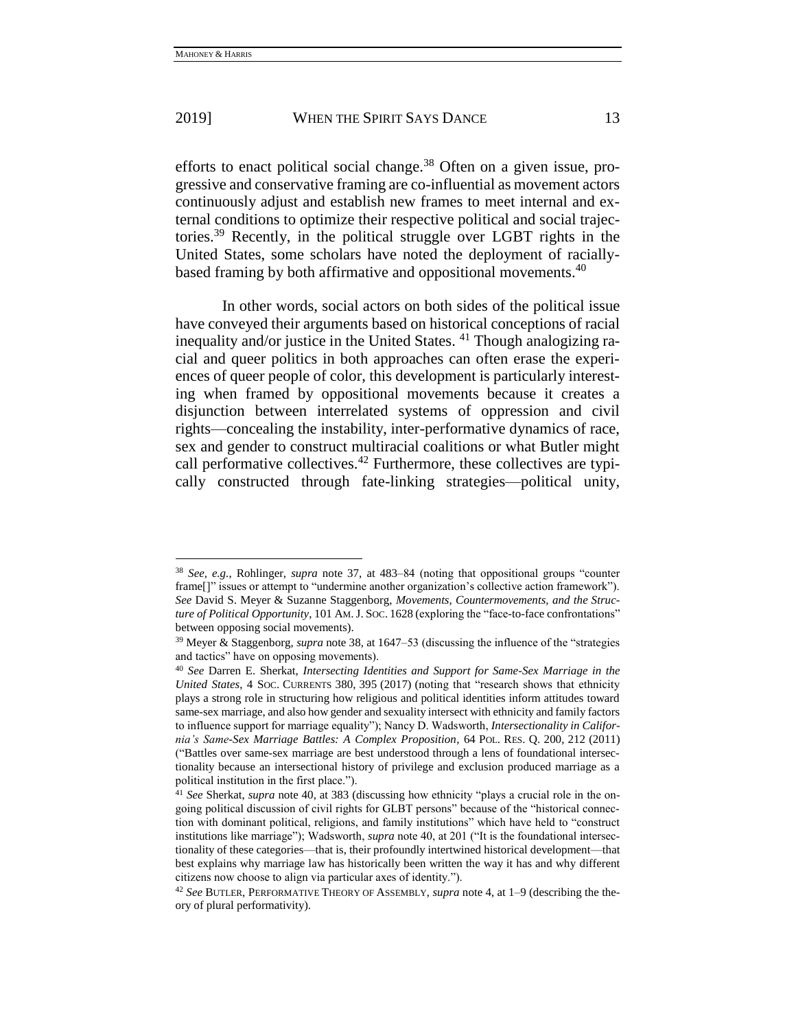efforts to enact political social change.[38] Often on a given issue, progressive and conservative framing are co-influential as movement actors continuously adjust and establish new frames to meet internal and external conditions to optimize their respective political and social trajectories.[39] Recently, in the political struggle over LGBT rights in the United States, some scholars have noted the deployment of racially-based framing by both affirmative and oppositional movements.[40]

In other words, social actors on both sides of the political issue have conveyed their arguments based on historical conceptions of racial inequality and/or justice in the United States. [41] Though analogizing racial and queer politics in both approaches can often erase the experiences of queer people of color, this development is particularly interesting when framed by oppositional movements because it creates a disjunction between interrelated systems of oppression and civil rights—concealing the instability, inter-performative dynamics of race, sex and gender to construct multiracial coalitions or what Butler might call performative collectives.[42] Furthermore, these collectives are typically constructed through fate-linking strategies—political unity,

---

[38] *See, e.g.*, Rohlinger, *supra* note 37, at 483–84 (noting that oppositional groups "counter frame[]" issues or attempt to "undermine another organization's collective action framework"). *See* David S. Meyer & Suzanne Staggenborg, *Movements, Countermovements, and the Structure of Political Opportunity*, 101 AM. J. SOC. 1628 (exploring the "face-to-face confrontations" between opposing social movements).

[39] Meyer & Staggenborg, *supra* note 38, at 1647–53 (discussing the influence of the "strategies and tactics" have on opposing movements).

[40] *See* Darren E. Sherkat, *Intersecting Identities and Support for Same-Sex Marriage in the United States*, 4 SOC. CURRENTS 380, 395 (2017) (noting that "research shows that ethnicity plays a strong role in structuring how religious and political identities inform attitudes toward same-sex marriage, and also how gender and sexuality intersect with ethnicity and family factors to influence support for marriage equality"); Nancy D. Wadsworth, *Intersectionality in California's Same-Sex Marriage Battles: A Complex Proposition*, 64 POL. RES. Q. 200, 212 (2011) ("Battles over same-sex marriage are best understood through a lens of foundational intersectionality because an intersectional history of privilege and exclusion produced marriage as a political institution in the first place.").

[41] *See* Sherkat, *supra* note 40, at 383 (discussing how ethnicity "plays a crucial role in the ongoing political discussion of civil rights for GLBT persons" because of the "historical connection with dominant political, religions, and family institutions" which have held to "construct institutions like marriage"); Wadsworth, *supra* note 40, at 201 ("It is the foundational intersectionality of these categories—that is, their profoundly intertwined historical development—that best explains why marriage law has historically been written the way it has and why different citizens now choose to align via particular axes of identity.").

[42] *See* BUTLER, PERFORMATIVE THEORY OF ASSEMBLY, *supra* note 4, at 1–9 (describing the theory of plural performativity).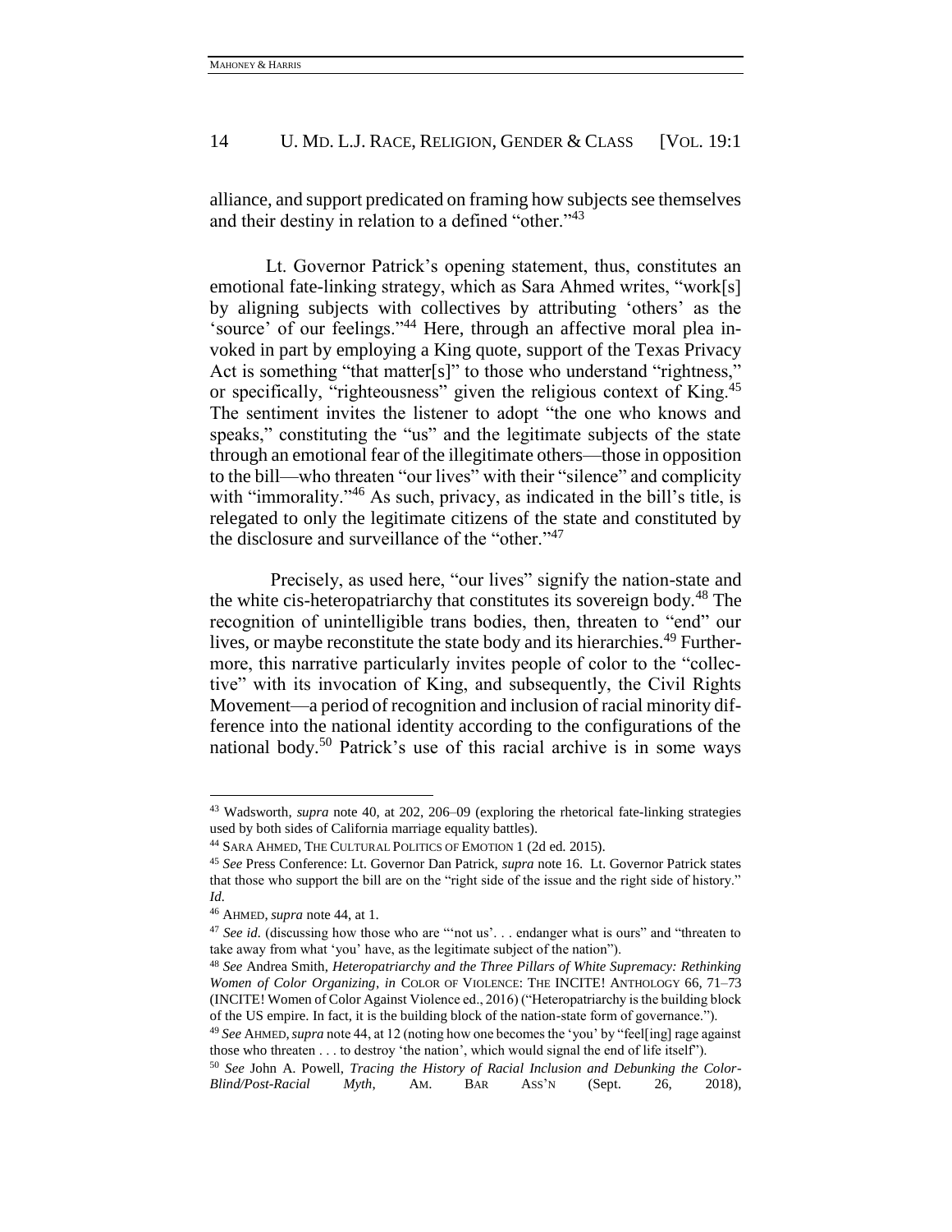alliance, and support predicated on framing how subjects see themselves and their destiny in relation to a defined "other."[43]

Lt. Governor Patrick's opening statement, thus, constitutes an emotional fate-linking strategy, which as Sara Ahmed writes, "work[s] by aligning subjects with collectives by attributing 'others' as the 'source' of our feelings."[44] Here, through an affective moral plea invoked in part by employing a King quote, support of the Texas Privacy Act is something "that matter[s]" to those who understand "rightness," or specifically, "righteousness" given the religious context of King.[45] The sentiment invites the listener to adopt "the one who knows and speaks," constituting the "us" and the legitimate subjects of the state through an emotional fear of the illegitimate others—those in opposition to the bill—who threaten "our lives" with their "silence" and complicity with "immorality."[46] As such, privacy, as indicated in the bill's title, is relegated to only the legitimate citizens of the state and constituted by the disclosure and surveillance of the "other."[47]

Precisely, as used here, "our lives" signify the nation-state and the white cis-heteropatriarchy that constitutes its sovereign body.[48] The recognition of unintelligible trans bodies, then, threaten to "end" our lives, or maybe reconstitute the state body and its hierarchies.[49] Furthermore, this narrative particularly invites people of color to the "collective" with its invocation of King, and subsequently, the Civil Rights Movement—a period of recognition and inclusion of racial minority difference into the national identity according to the configurations of the national body.[50] Patrick's use of this racial archive is in some ways

---

[43] Wadsworth, *supra* note 40, at 202, 206–09 (exploring the rhetorical fate-linking strategies used by both sides of California marriage equality battles).

[44] SARA AHMED, THE CULTURAL POLITICS OF EMOTION 1 (2d ed. 2015).

[45] *See* Press Conference: Lt. Governor Dan Patrick, *supra* note 16. Lt. Governor Patrick states that those who support the bill are on the "right side of the issue and the right side of history." *Id.*

[46] AHMED, *supra* note 44, at 1.

[47] *See id.* (discussing how those who are "'not us'. . . endanger what is ours" and "threaten to take away from what 'you' have, as the legitimate subject of the nation").

[48] *See* Andrea Smith, *Heteropatriarchy and the Three Pillars of White Supremacy: Rethinking Women of Color Organizing*, *in* COLOR OF VIOLENCE: THE INCITE! ANTHOLOGY 66, 71–73 (INCITE! Women of Color Against Violence ed., 2016) ("Heteropatriarchy is the building block of the US empire. In fact, it is the building block of the nation-state form of governance.").

[49] *See* AHMED, *supra* note 44, at 12 (noting how one becomes the 'you' by "feel[ing] rage against those who threaten . . . to destroy 'the nation', which would signal the end of life itself").

[50] *See* John A. Powell, *Tracing the History of Racial Inclusion and Debunking the Color-Blind/Post-Racial Myth*, AM. BAR ASS'N (Sept. 26, 2018),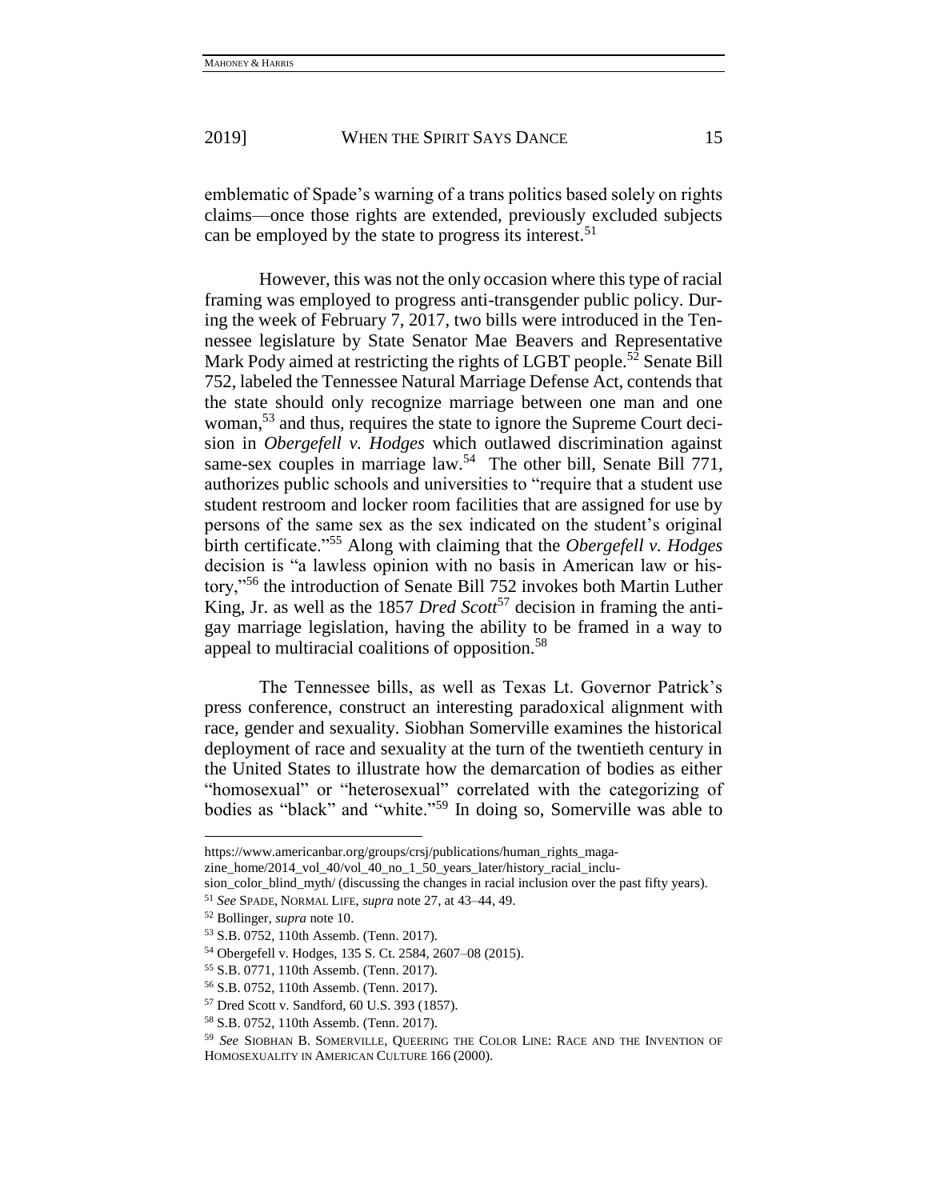emblematic of Spade's warning of a trans politics based solely on rights claims—once those rights are extended, previously excluded subjects can be employed by the state to progress its interest.[51]

However, this was not the only occasion where this type of racial framing was employed to progress anti-transgender public policy. During the week of February 7, 2017, two bills were introduced in the Tennessee legislature by State Senator Mae Beavers and Representative Mark Pody aimed at restricting the rights of LGBT people.[52] Senate Bill 752, labeled the Tennessee Natural Marriage Defense Act, contends that the state should only recognize marriage between one man and one woman,[53] and thus, requires the state to ignore the Supreme Court decision in *Obergefell v. Hodges* which outlawed discrimination against same-sex couples in marriage law.[54] The other bill, Senate Bill 771, authorizes public schools and universities to "require that a student use student restroom and locker room facilities that are assigned for use by persons of the same sex as the sex indicated on the student's original birth certificate."[55] Along with claiming that the *Obergefell v. Hodges* decision is "a lawless opinion with no basis in American law or history,"[56] the introduction of Senate Bill 752 invokes both Martin Luther King, Jr. as well as the 1857 *Dred Scott*[57] decision in framing the anti-gay marriage legislation, having the ability to be framed in a way to appeal to multiracial coalitions of opposition.[58]

The Tennessee bills, as well as Texas Lt. Governor Patrick's press conference, construct an interesting paradoxical alignment with race, gender and sexuality. Siobhan Somerville examines the historical deployment of race and sexuality at the turn of the twentieth century in the United States to illustrate how the demarcation of bodies as either "homosexual" or "heterosexual" correlated with the categorizing of bodies as "black" and "white."[59] In doing so, Somerville was able to

---

https://www.americanbar.org/groups/crsj/publications/human_rights_magazine_home/2014_vol_40/vol_40_no_1_50_years_later/history_racial_inclusion_color_blind_myth/ (discussing the changes in racial inclusion over the past fifty years).

[51] *See* SPADE, NORMAL LIFE, *supra* note 27, at 43–44, 49.

[52] Bollinger, *supra* note 10.

[53] S.B. 0752, 110th Assemb. (Tenn. 2017).

[54] Obergefell v. Hodges, 135 S. Ct. 2584, 2607–08 (2015).

[55] S.B. 0771, 110th Assemb. (Tenn. 2017).

[56] S.B. 0752, 110th Assemb. (Tenn. 2017).

[57] Dred Scott v. Sandford, 60 U.S. 393 (1857).

[58] S.B. 0752, 110th Assemb. (Tenn. 2017).

[59] *See* SIOBHAN B. SOMERVILLE, QUEERING THE COLOR LINE: RACE AND THE INVENTION OF HOMOSEXUALITY IN AMERICAN CULTURE 166 (2000).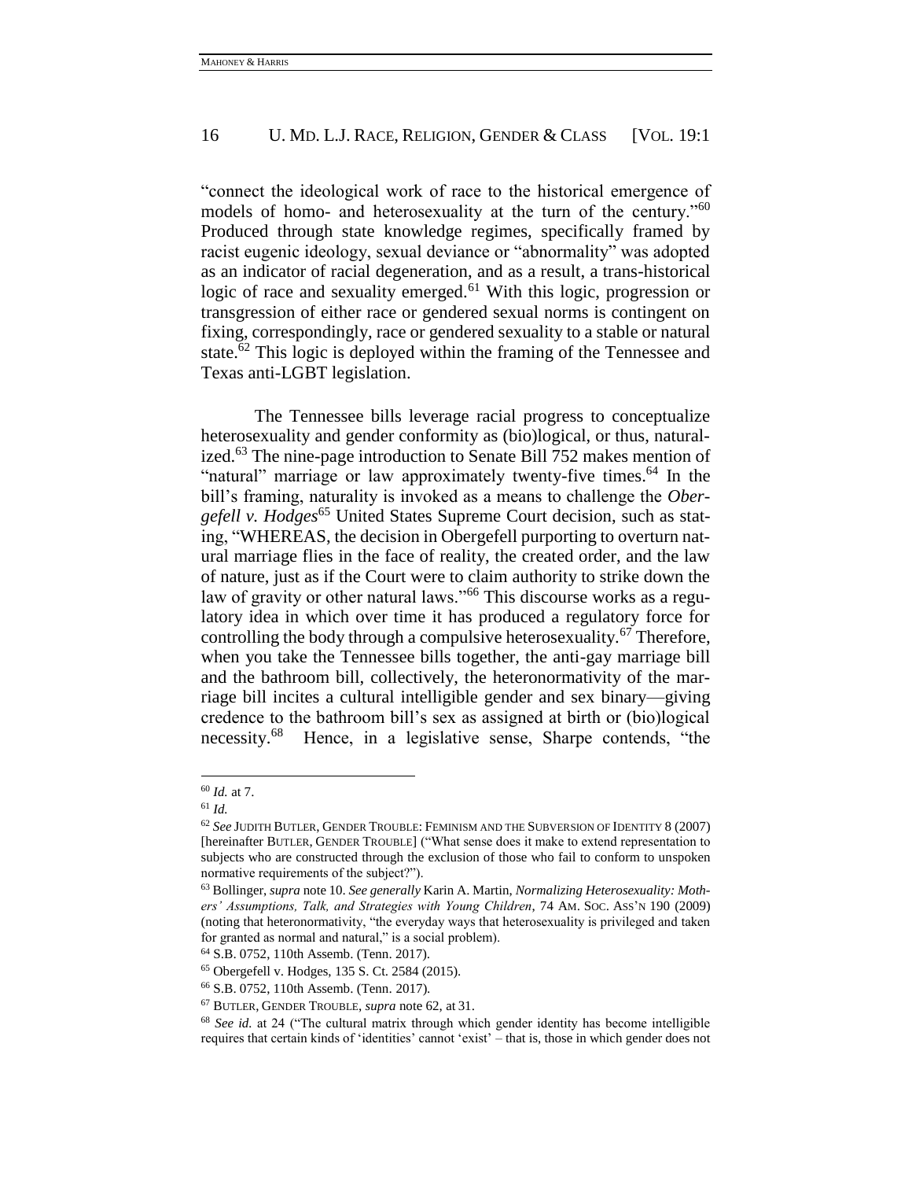"connect the ideological work of race to the historical emergence of models of homo- and heterosexuality at the turn of the century."[60] Produced through state knowledge regimes, specifically framed by racist eugenic ideology, sexual deviance or "abnormality" was adopted as an indicator of racial degeneration, and as a result, a trans-historical logic of race and sexuality emerged.[61] With this logic, progression or transgression of either race or gendered sexual norms is contingent on fixing, correspondingly, race or gendered sexuality to a stable or natural state.[62] This logic is deployed within the framing of the Tennessee and Texas anti-LGBT legislation.

The Tennessee bills leverage racial progress to conceptualize heterosexuality and gender conformity as (bio)logical, or thus, naturalized.[63] The nine-page introduction to Senate Bill 752 makes mention of "natural" marriage or law approximately twenty-five times.[64] In the bill's framing, naturality is invoked as a means to challenge the *Obergefell v. Hodges*[65] United States Supreme Court decision, such as stating, "WHEREAS, the decision in Obergefell purporting to overturn natural marriage flies in the face of reality, the created order, and the law of nature, just as if the Court were to claim authority to strike down the law of gravity or other natural laws."[66] This discourse works as a regulatory idea in which over time it has produced a regulatory force for controlling the body through a compulsive heterosexuality.[67] Therefore, when you take the Tennessee bills together, the anti-gay marriage bill and the bathroom bill, collectively, the heteronormativity of the marriage bill incites a cultural intelligible gender and sex binary—giving credence to the bathroom bill's sex as assigned at birth or (bio)logical necessity.[68] Hence, in a legislative sense, Sharpe contends, "the

---

[60] *Id.* at 7.

[61] *Id.*

[62] *See* JUDITH BUTLER, GENDER TROUBLE: FEMINISM AND THE SUBVERSION OF IDENTITY 8 (2007) [hereinafter BUTLER, GENDER TROUBLE] ("What sense does it make to extend representation to subjects who are constructed through the exclusion of those who fail to conform to unspoken normative requirements of the subject?").

[63] Bollinger, *supra* note 10. *See generally* Karin A. Martin, *Normalizing Heterosexuality: Mothers' Assumptions, Talk, and Strategies with Young Children*, 74 AM. SOC. ASS'N 190 (2009) (noting that heteronormativity, "the everyday ways that heterosexuality is privileged and taken for granted as normal and natural," is a social problem).

[64] S.B. 0752, 110th Assemb. (Tenn. 2017).

[65] Obergefell v. Hodges, 135 S. Ct. 2584 (2015).

[66] S.B. 0752, 110th Assemb. (Tenn. 2017).

[67] BUTLER, GENDER TROUBLE, *supra* note 62, at 31.

[68] *See id.* at 24 ("The cultural matrix through which gender identity has become intelligible requires that certain kinds of 'identities' cannot 'exist' – that is, those in which gender does not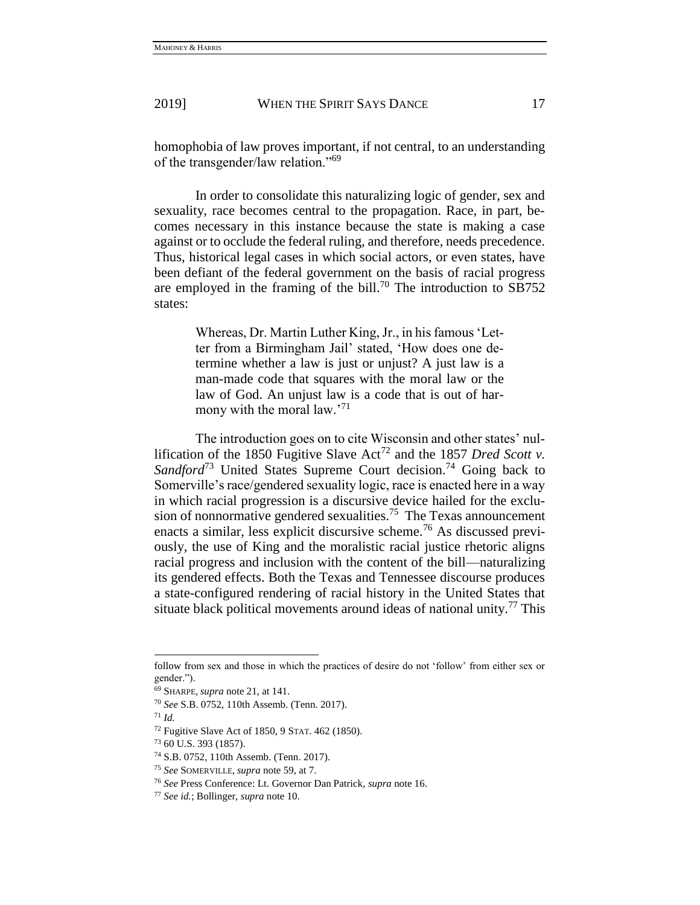homophobia of law proves important, if not central, to an understanding of the transgender/law relation."[69]

In order to consolidate this naturalizing logic of gender, sex and sexuality, race becomes central to the propagation. Race, in part, becomes necessary in this instance because the state is making a case against or to occlude the federal ruling, and therefore, needs precedence. Thus, historical legal cases in which social actors, or even states, have been defiant of the federal government on the basis of racial progress are employed in the framing of the bill.[70] The introduction to SB752 states:

> Whereas, Dr. Martin Luther King, Jr., in his famous 'Letter from a Birmingham Jail' stated, 'How does one determine whether a law is just or unjust? A just law is a man-made code that squares with the moral law or the law of God. An unjust law is a code that is out of harmony with the moral law.'[71]

The introduction goes on to cite Wisconsin and other states' nullification of the 1850 Fugitive Slave Act[72] and the 1857 *Dred Scott v. Sandford*[73] United States Supreme Court decision.[74] Going back to Somerville's race/gendered sexuality logic, race is enacted here in a way in which racial progression is a discursive device hailed for the exclusion of nonnormative gendered sexualities.[75] The Texas announcement enacts a similar, less explicit discursive scheme.[76] As discussed previously, the use of King and the moralistic racial justice rhetoric aligns racial progress and inclusion with the content of the bill—naturalizing its gendered effects. Both the Texas and Tennessee discourse produces a state-configured rendering of racial history in the United States that situate black political movements around ideas of national unity.[77] This

---

follow from sex and those in which the practices of desire do not 'follow' from either sex or gender.").

[69] SHARPE, *supra* note 21, at 141.

[70] *See* S.B. 0752, 110th Assemb. (Tenn. 2017).

[71] *Id.*

[72] Fugitive Slave Act of 1850, 9 STAT. 462 (1850).

[73] 60 U.S. 393 (1857).

[74] S.B. 0752, 110th Assemb. (Tenn. 2017).

[75] *See* SOMERVILLE, *supra* note 59, at 7.

[76] *See* Press Conference: Lt. Governor Dan Patrick, *supra* note 16.

[77] *See id.*; Bollinger, *supra* note 10.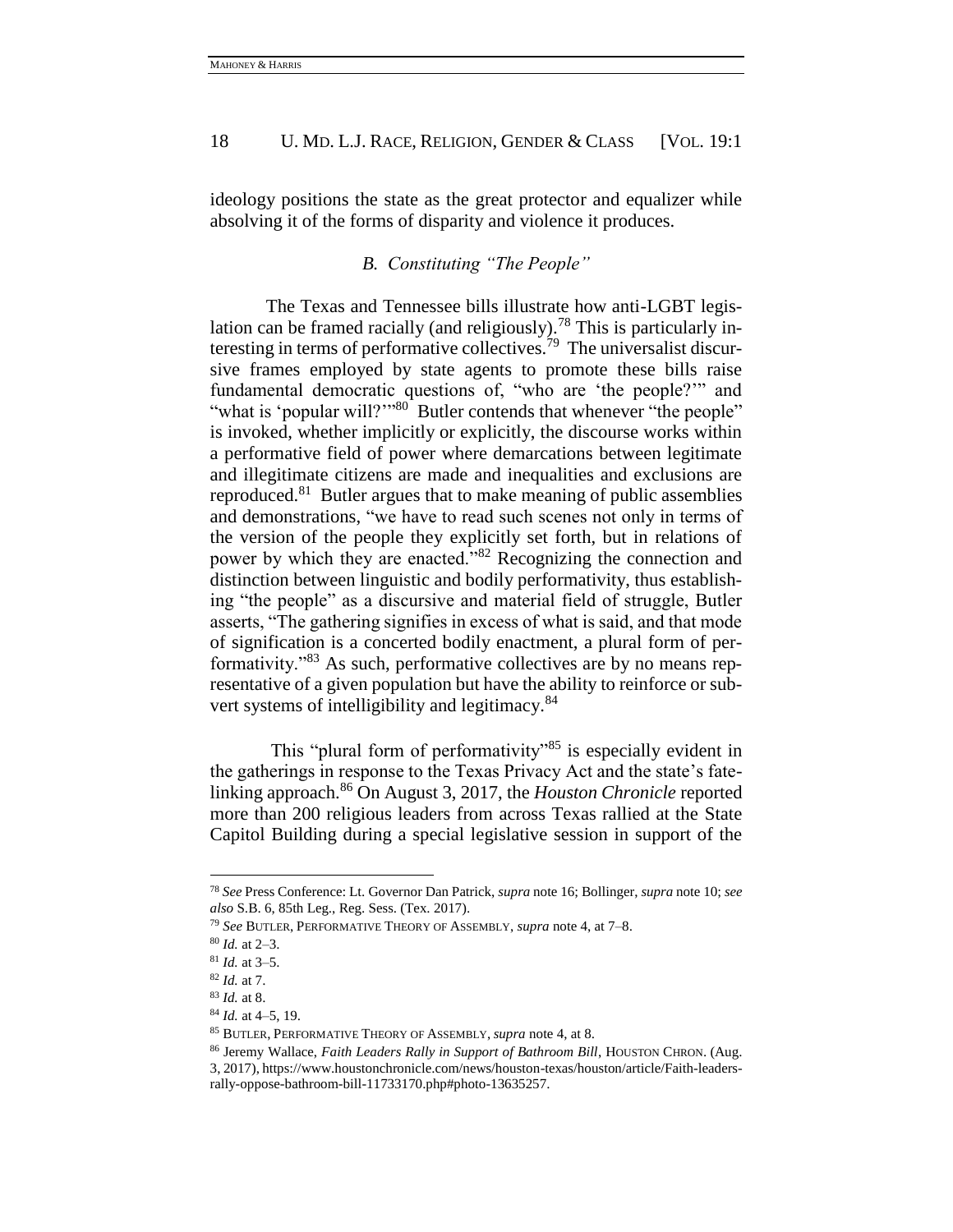ideology positions the state as the great protector and equalizer while absolving it of the forms of disparity and violence it produces.

### *B. Constituting "The People"*

The Texas and Tennessee bills illustrate how anti-LGBT legislation can be framed racially (and religiously).[78] This is particularly interesting in terms of performative collectives.[79] The universalist discursive frames employed by state agents to promote these bills raise fundamental democratic questions of, "who are 'the people?'" and "what is 'popular will?'"[80] Butler contends that whenever "the people" is invoked, whether implicitly or explicitly, the discourse works within a performative field of power where demarcations between legitimate and illegitimate citizens are made and inequalities and exclusions are reproduced.[81] Butler argues that to make meaning of public assemblies and demonstrations, "we have to read such scenes not only in terms of the version of the people they explicitly set forth, but in relations of power by which they are enacted."[82] Recognizing the connection and distinction between linguistic and bodily performativity, thus establishing "the people" as a discursive and material field of struggle, Butler asserts, "The gathering signifies in excess of what is said, and that mode of signification is a concerted bodily enactment, a plural form of performativity."[83] As such, performative collectives are by no means representative of a given population but have the ability to reinforce or subvert systems of intelligibility and legitimacy.[84]

This "plural form of performativity"[85] is especially evident in the gatherings in response to the Texas Privacy Act and the state's fate-linking approach.[86] On August 3, 2017, the *Houston Chronicle* reported more than 200 religious leaders from across Texas rallied at the State Capitol Building during a special legislative session in support of the

---

[78] *See* Press Conference: Lt. Governor Dan Patrick, *supra* note 16; Bollinger, *supra* note 10; *see also* S.B. 6, 85th Leg., Reg. Sess. (Tex. 2017).

[79] *See* BUTLER, PERFORMATIVE THEORY OF ASSEMBLY, *supra* note 4, at 7–8.

[80] *Id.* at 2–3.

[81] *Id.* at 3–5.

[82] *Id.* at 7.

[83] *Id.* at 8.

[84] *Id.* at 4–5, 19.

[85] BUTLER, PERFORMATIVE THEORY OF ASSEMBLY, *supra* note 4, at 8.

[86] Jeremy Wallace, *Faith Leaders Rally in Support of Bathroom Bill*, HOUSTON CHRON. (Aug. 3, 2017), https://www.houstonchronicle.com/news/houston-texas/houston/article/Faith-leaders-rally-oppose-bathroom-bill-11733170.php#photo-13635257.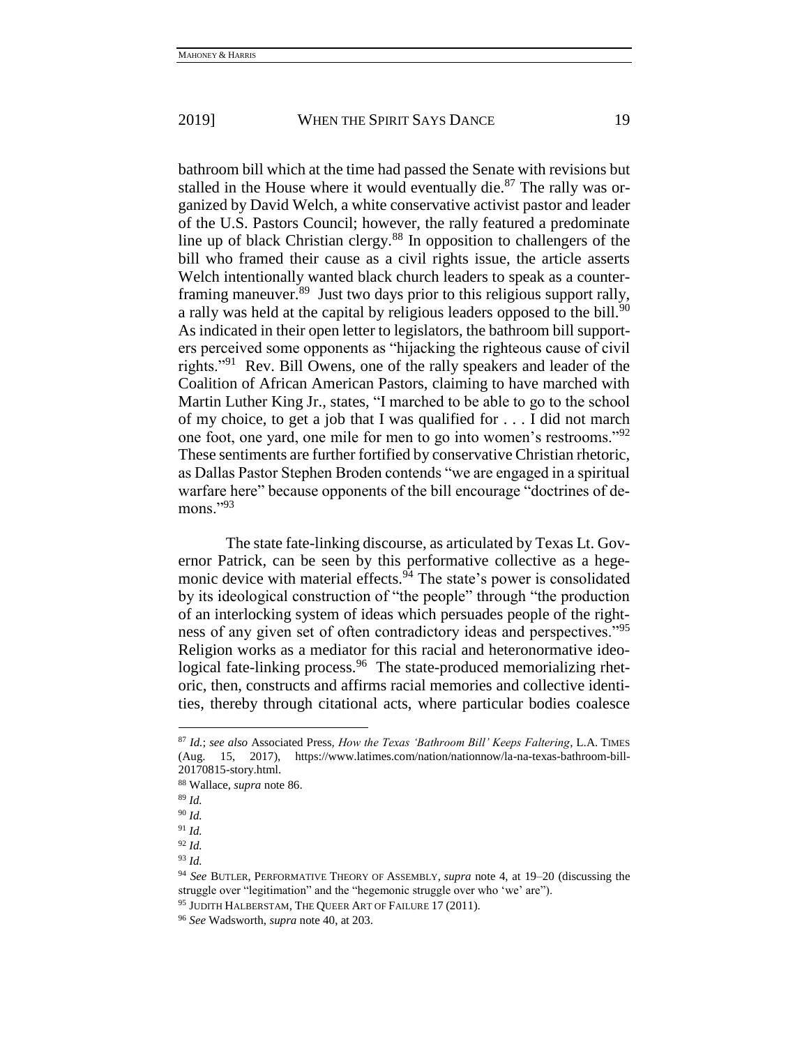bathroom bill which at the time had passed the Senate with revisions but stalled in the House where it would eventually die.[87] The rally was organized by David Welch, a white conservative activist pastor and leader of the U.S. Pastors Council; however, the rally featured a predominate line up of black Christian clergy.[88] In opposition to challengers of the bill who framed their cause as a civil rights issue, the article asserts Welch intentionally wanted black church leaders to speak as a counter-framing maneuver.[89] Just two days prior to this religious support rally, a rally was held at the capital by religious leaders opposed to the bill.[90] As indicated in their open letter to legislators, the bathroom bill supporters perceived some opponents as "hijacking the righteous cause of civil rights."[91] Rev. Bill Owens, one of the rally speakers and leader of the Coalition of African American Pastors, claiming to have marched with Martin Luther King Jr., states, "I marched to be able to go to the school of my choice, to get a job that I was qualified for . . . I did not march one foot, one yard, one mile for men to go into women's restrooms."[92] These sentiments are further fortified by conservative Christian rhetoric, as Dallas Pastor Stephen Broden contends "we are engaged in a spiritual warfare here" because opponents of the bill encourage "doctrines of demons."[93]

The state fate-linking discourse, as articulated by Texas Lt. Governor Patrick, can be seen by this performative collective as a hegemonic device with material effects.[94] The state's power is consolidated by its ideological construction of "the people" through "the production of an interlocking system of ideas which persuades people of the rightness of any given set of often contradictory ideas and perspectives."[95] Religion works as a mediator for this racial and heteronormative ideological fate-linking process.[96] The state-produced memorializing rhetoric, then, constructs and affirms racial memories and collective identities, thereby through citational acts, where particular bodies coalesce

---

[87] *Id.*; *see also* Associated Press, *How the Texas 'Bathroom Bill' Keeps Faltering*, L.A. TIMES (Aug. 15, 2017), https://www.latimes.com/nation/nationnow/la-na-texas-bathroom-bill-20170815-story.html.

[88] Wallace, *supra* note 86.

[89] *Id.*

[90] *Id.*

[91] *Id.*

[92] *Id.*

[93] *Id.*

[94] *See* BUTLER, PERFORMATIVE THEORY OF ASSEMBLY, *supra* note 4, at 19–20 (discussing the struggle over "legitimation" and the "hegemonic struggle over who 'we' are").

[95] JUDITH HALBERSTAM, THE QUEER ART OF FAILURE 17 (2011).

[96] *See* Wadsworth, *supra* note 40, at 203.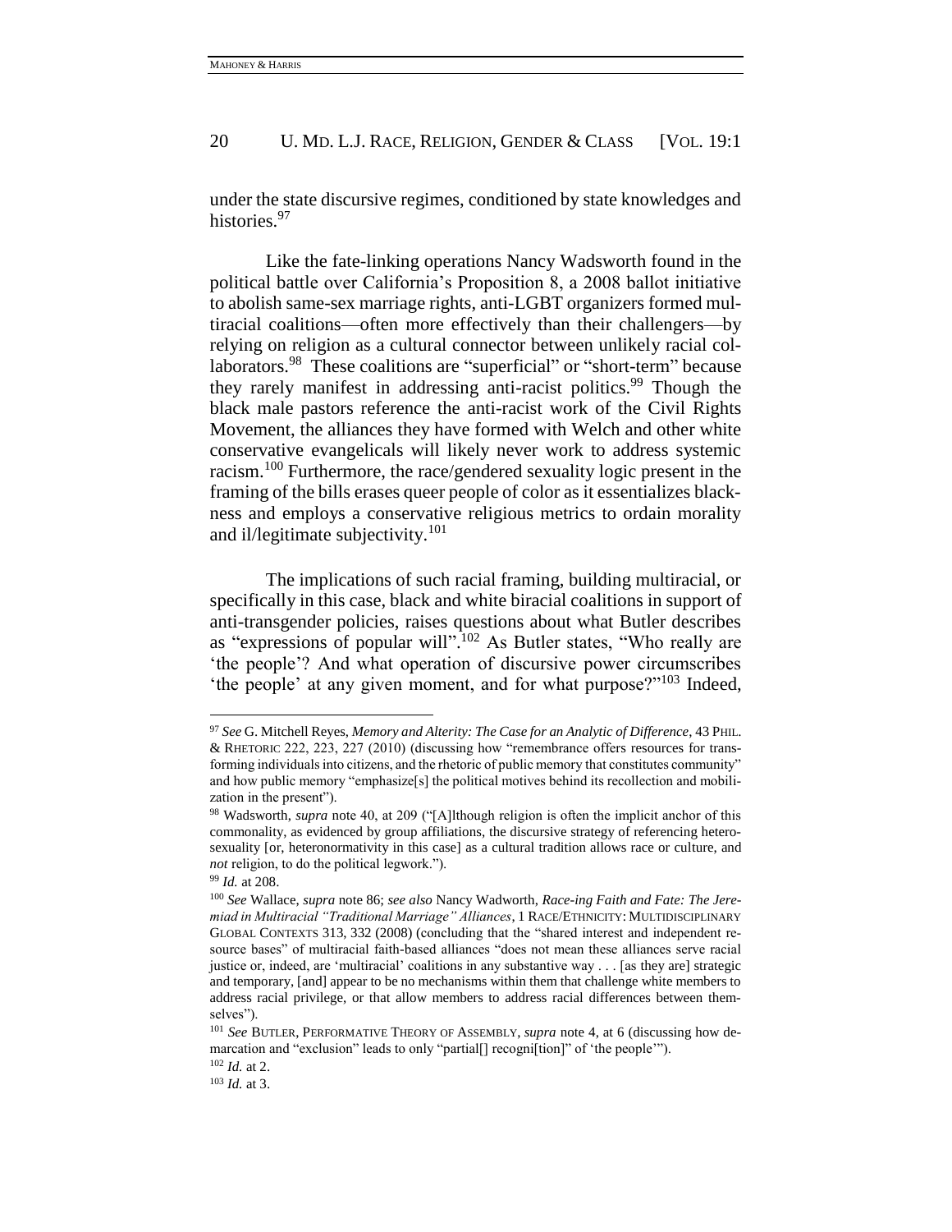under the state discursive regimes, conditioned by state knowledges and histories.[97]

Like the fate-linking operations Nancy Wadsworth found in the political battle over California's Proposition 8, a 2008 ballot initiative to abolish same-sex marriage rights, anti-LGBT organizers formed multiracial coalitions—often more effectively than their challengers—by relying on religion as a cultural connector between unlikely racial collaborators.[98] These coalitions are "superficial" or "short-term" because they rarely manifest in addressing anti-racist politics.[99] Though the black male pastors reference the anti-racist work of the Civil Rights Movement, the alliances they have formed with Welch and other white conservative evangelicals will likely never work to address systemic racism.[100] Furthermore, the race/gendered sexuality logic present in the framing of the bills erases queer people of color as it essentializes blackness and employs a conservative religious metrics to ordain morality and il/legitimate subjectivity.[101]

The implications of such racial framing, building multiracial, or specifically in this case, black and white biracial coalitions in support of anti-transgender policies, raises questions about what Butler describes as "expressions of popular will".[102] As Butler states, "Who really are 'the people'? And what operation of discursive power circumscribes 'the people' at any given moment, and for what purpose?"[103] Indeed,

---

[97] *See* G. Mitchell Reyes, *Memory and Alterity: The Case for an Analytic of Difference*, 43 PHIL. & RHETORIC 222, 223, 227 (2010) (discussing how "remembrance offers resources for transforming individuals into citizens, and the rhetoric of public memory that constitutes community" and how public memory "emphasize[s] the political motives behind its recollection and mobilization in the present").

[98] Wadsworth, *supra* note 40, at 209 ("[A]lthough religion is often the implicit anchor of this commonality, as evidenced by group affiliations, the discursive strategy of referencing heterosexuality [or, heteronormativity in this case] as a cultural tradition allows race or culture, and *not* religion, to do the political legwork.").

[99] *Id.* at 208.

[100] *See* Wallace, *supra* note 86; *see also* Nancy Wadworth, *Race-ing Faith and Fate: The Jeremiad in Multiracial "Traditional Marriage" Alliances*, 1 RACE/ETHNICITY: MULTIDISCIPLINARY GLOBAL CONTEXTS 313, 332 (2008) (concluding that the "shared interest and independent resource bases" of multiracial faith-based alliances "does not mean these alliances serve racial justice or, indeed, are 'multiracial' coalitions in any substantive way . . . [as they are] strategic and temporary, [and] appear to be no mechanisms within them that challenge white members to address racial privilege, or that allow members to address racial differences between themselves").

[101] *See* BUTLER, PERFORMATIVE THEORY OF ASSEMBLY, *supra* note 4, at 6 (discussing how demarcation and "exclusion" leads to only "partial[] recogni[tion]" of 'the people'").

[102] *Id.* at 2.

[103] *Id.* at 3.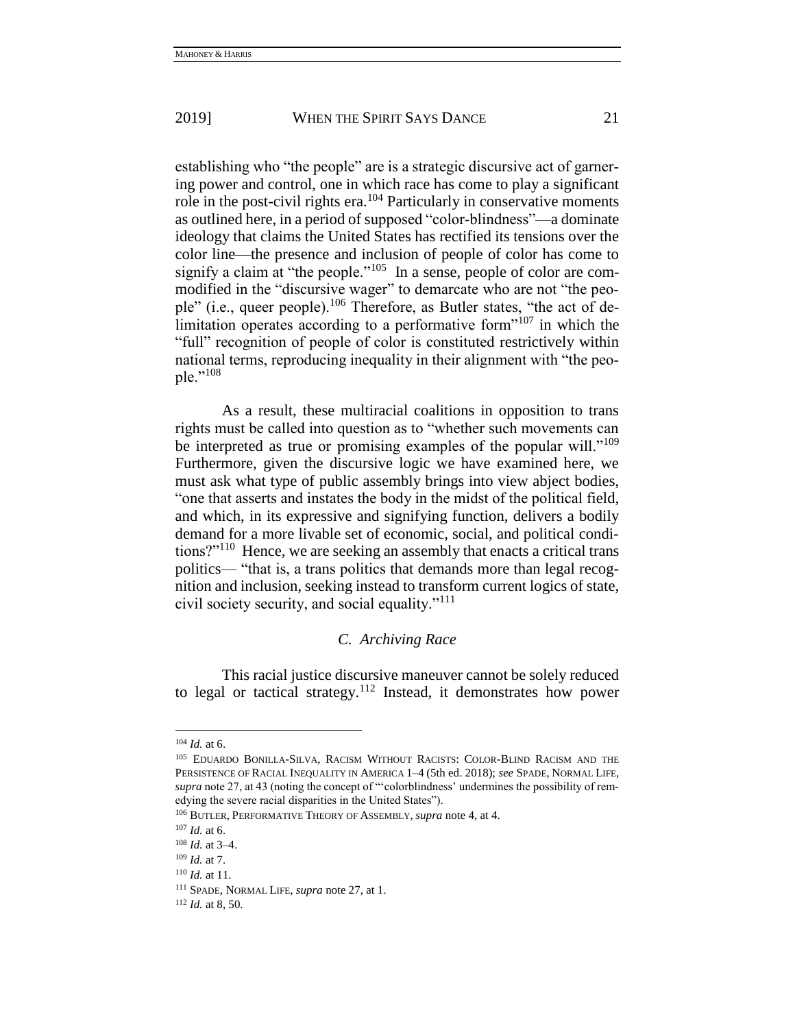establishing who "the people" are is a strategic discursive act of garnering power and control, one in which race has come to play a significant role in the post-civil rights era.[104] Particularly in conservative moments as outlined here, in a period of supposed "color-blindness"—a dominate ideology that claims the United States has rectified its tensions over the color line—the presence and inclusion of people of color has come to signify a claim at "the people."[105] In a sense, people of color are commodified in the "discursive wager" to demarcate who are not "the people" (i.e., queer people).[106] Therefore, as Butler states, "the act of delimitation operates according to a performative form"[107] in which the "full" recognition of people of color is constituted restrictively within national terms, reproducing inequality in their alignment with "the people."[108]

As a result, these multiracial coalitions in opposition to trans rights must be called into question as to "whether such movements can be interpreted as true or promising examples of the popular will."[109] Furthermore, given the discursive logic we have examined here, we must ask what type of public assembly brings into view abject bodies, "one that asserts and instates the body in the midst of the political field, and which, in its expressive and signifying function, delivers a bodily demand for a more livable set of economic, social, and political conditions?"[110] Hence, we are seeking an assembly that enacts a critical trans politics— "that is, a trans politics that demands more than legal recognition and inclusion, seeking instead to transform current logics of state, civil society security, and social equality."[111]

### *C. Archiving Race*

This racial justice discursive maneuver cannot be solely reduced to legal or tactical strategy.[112] Instead, it demonstrates how power

---

[104] *Id.* at 6.

[105] EDUARDO BONILLA-SILVA, RACISM WITHOUT RACISTS: COLOR-BLIND RACISM AND THE PERSISTENCE OF RACIAL INEQUALITY IN AMERICA 1–4 (5th ed. 2018); *see* SPADE, NORMAL LIFE, *supra* note 27, at 43 (noting the concept of "'colorblindness' undermines the possibility of remedying the severe racial disparities in the United States").

[106] BUTLER, PERFORMATIVE THEORY OF ASSEMBLY, *supra* note 4, at 4.

[107] *Id.* at 6.

[108] *Id.* at 3–4.

[109] *Id.* at 7.

[110] *Id.* at 11.

[111] SPADE, NORMAL LIFE, *supra* note 27, at 1.

[112] *Id.* at 8, 50.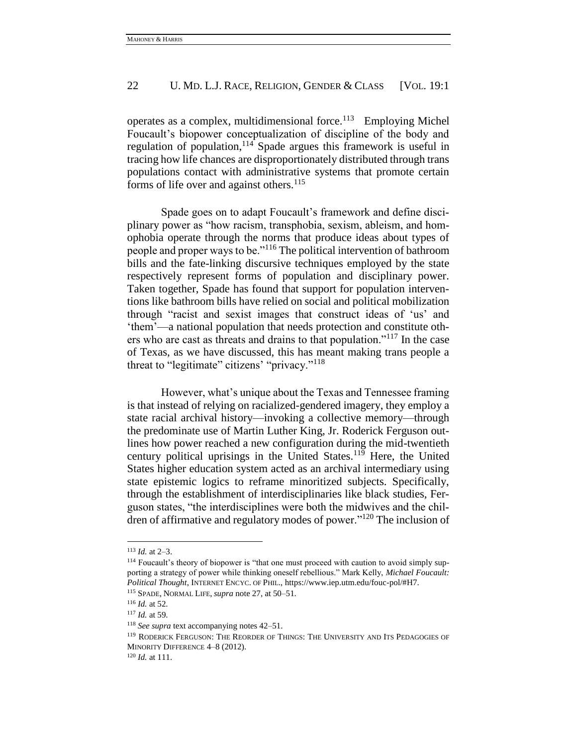operates as a complex, multidimensional force.[113] Employing Michel Foucault's biopower conceptualization of discipline of the body and regulation of population,[114] Spade argues this framework is useful in tracing how life chances are disproportionately distributed through trans populations contact with administrative systems that promote certain forms of life over and against others.[115]

Spade goes on to adapt Foucault's framework and define disciplinary power as "how racism, transphobia, sexism, ableism, and homophobia operate through the norms that produce ideas about types of people and proper ways to be."[116] The political intervention of bathroom bills and the fate-linking discursive techniques employed by the state respectively represent forms of population and disciplinary power. Taken together, Spade has found that support for population interventions like bathroom bills have relied on social and political mobilization through "racist and sexist images that construct ideas of 'us' and 'them'—a national population that needs protection and constitute others who are cast as threats and drains to that population."[117] In the case of Texas, as we have discussed, this has meant making trans people a threat to "legitimate" citizens' "privacy."[118]

However, what's unique about the Texas and Tennessee framing is that instead of relying on racialized-gendered imagery, they employ a state racial archival history—invoking a collective memory—through the predominate use of Martin Luther King, Jr. Roderick Ferguson outlines how power reached a new configuration during the mid-twentieth century political uprisings in the United States.[119] Here, the United States higher education system acted as an archival intermediary using state epistemic logics to reframe minoritized subjects. Specifically, through the establishment of interdisciplinaries like black studies, Ferguson states, "the interdisciplines were both the midwives and the children of affirmative and regulatory modes of power."[120] The inclusion of

---

[113] *Id.* at 2–3.

[114] Foucault's theory of biopower is "that one must proceed with caution to avoid simply supporting a strategy of power while thinking oneself rebellious." Mark Kelly, *Michael Foucault: Political Thought*, INTERNET ENCYC. OF PHIL., https://www.iep.utm.edu/fouc-pol/#H7.

[115] SPADE, NORMAL LIFE, *supra* note 27, at 50–51.

[116] *Id.* at 52.

[117] *Id.* at 59.

[118] *See supra* text accompanying notes 42–51.

[119] RODERICK FERGUSON: THE REORDER OF THINGS: THE UNIVERSITY AND ITS PEDAGOGIES OF MINORITY DIFFERENCE 4–8 (2012).

[120] *Id.* at 111.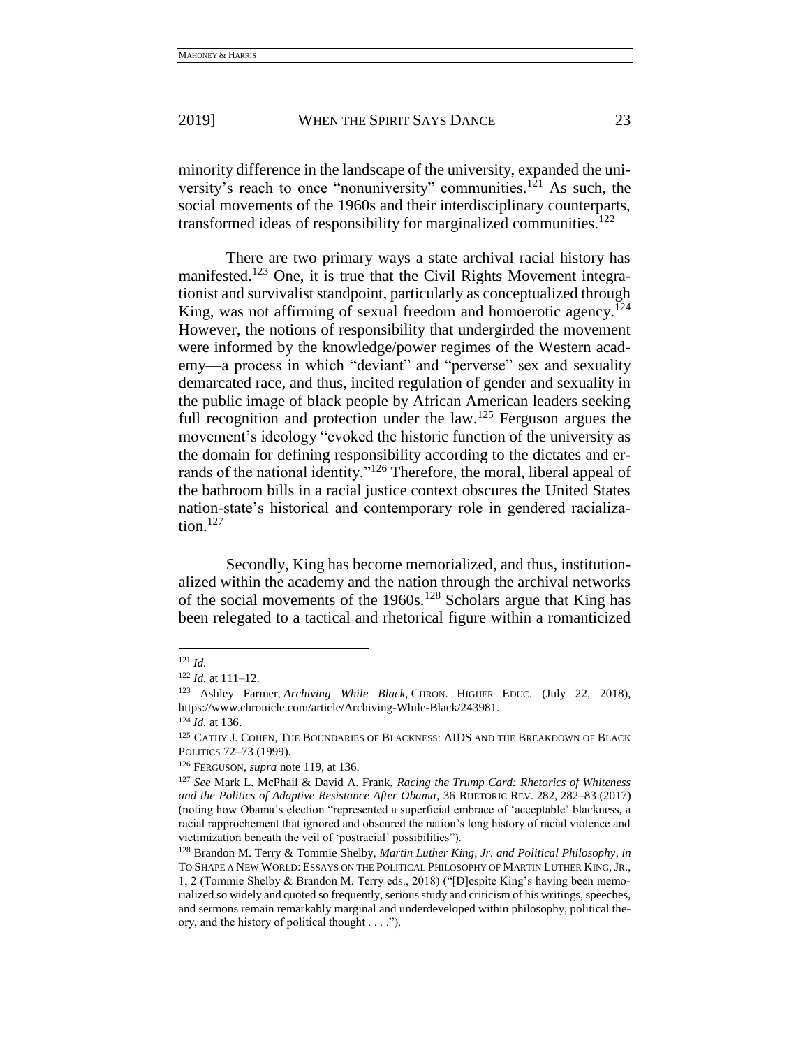minority difference in the landscape of the university, expanded the university's reach to once "nonuniversity" communities.[121] As such, the social movements of the 1960s and their interdisciplinary counterparts, transformed ideas of responsibility for marginalized communities.[122]

There are two primary ways a state archival racial history has manifested.[123] One, it is true that the Civil Rights Movement integrationist and survivalist standpoint, particularly as conceptualized through King, was not affirming of sexual freedom and homoerotic agency.[124] However, the notions of responsibility that undergirded the movement were informed by the knowledge/power regimes of the Western academy—a process in which "deviant" and "perverse" sex and sexuality demarcated race, and thus, incited regulation of gender and sexuality in the public image of black people by African American leaders seeking full recognition and protection under the law.[125] Ferguson argues the movement's ideology "evoked the historic function of the university as the domain for defining responsibility according to the dictates and errands of the national identity."[126] Therefore, the moral, liberal appeal of the bathroom bills in a racial justice context obscures the United States nation-state's historical and contemporary role in gendered racialization.[127]

Secondly, King has become memorialized, and thus, institutionalized within the academy and the nation through the archival networks of the social movements of the 1960s.[128] Scholars argue that King has been relegated to a tactical and rhetorical figure within a romanticized

---

[121] *Id.*

[122] *Id.* at 111–12.

[123] Ashley Farmer, *Archiving While Black*, CHRON. HIGHER EDUC. (July 22, 2018), https://www.chronicle.com/article/Archiving-While-Black/243981.

[124] *Id.* at 136.

[125] CATHY J. COHEN, THE BOUNDARIES OF BLACKNESS: AIDS AND THE BREAKDOWN OF BLACK POLITICS 72–73 (1999).

[126] FERGUSON, *supra* note 119, at 136.

[127] *See* Mark L. McPhail & David A. Frank, *Racing the Trump Card: Rhetorics of Whiteness and the Politics of Adaptive Resistance After Obama*, 36 RHETORIC REV. 282, 282–83 (2017) (noting how Obama's election "represented a superficial embrace of 'acceptable' blackness, a racial rapprochement that ignored and obscured the nation's long history of racial violence and victimization beneath the veil of 'postracial' possibilities").

[128] Brandon M. Terry & Tommie Shelby, *Martin Luther King, Jr. and Political Philosophy*, *in* TO SHAPE A NEW WORLD: ESSAYS ON THE POLITICAL PHILOSOPHY OF MARTIN LUTHER KING, JR., 1, 2 (Tommie Shelby & Brandon M. Terry eds., 2018) ("[D]espite King's having been memorialized so widely and quoted so frequently, serious study and criticism of his writings, speeches, and sermons remain remarkably marginal and underdeveloped within philosophy, political theory, and the history of political thought . . . .").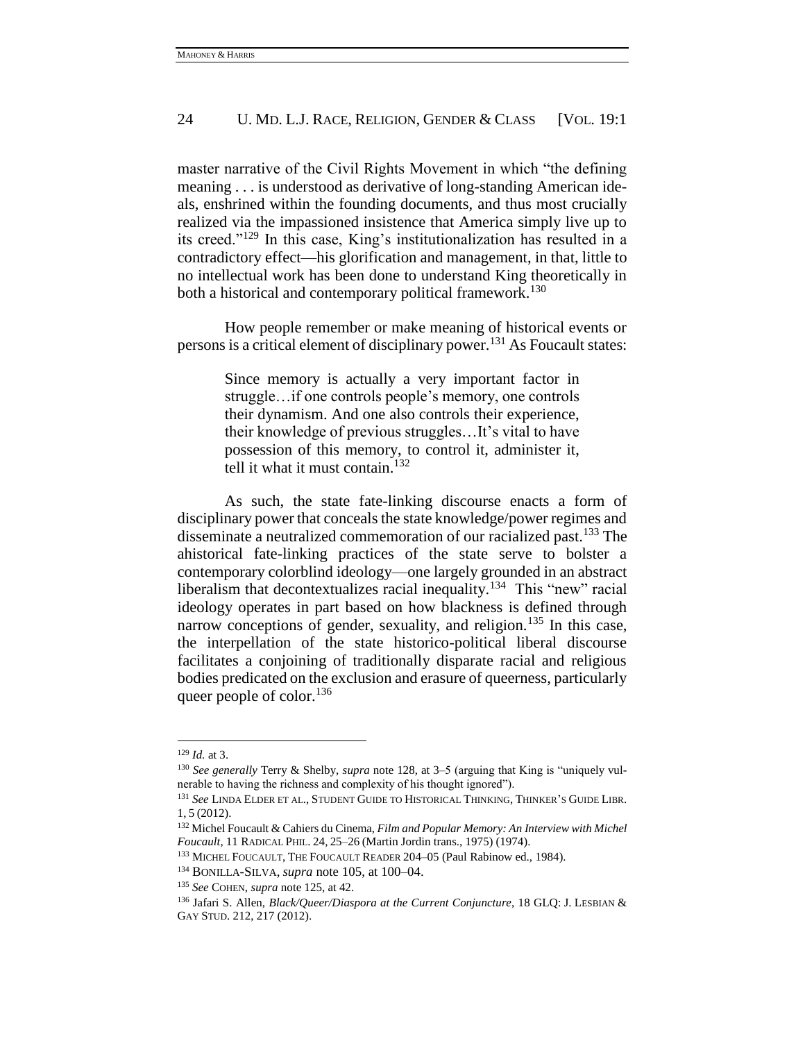master narrative of the Civil Rights Movement in which "the defining meaning . . . is understood as derivative of long-standing American ideals, enshrined within the founding documents, and thus most crucially realized via the impassioned insistence that America simply live up to its creed."[129] In this case, King's institutionalization has resulted in a contradictory effect—his glorification and management, in that, little to no intellectual work has been done to understand King theoretically in both a historical and contemporary political framework.[130]

How people remember or make meaning of historical events or persons is a critical element of disciplinary power.[131] As Foucault states:

> Since memory is actually a very important factor in struggle…if one controls people's memory, one controls their dynamism. And one also controls their experience, their knowledge of previous struggles…It's vital to have possession of this memory, to control it, administer it, tell it what it must contain.[132]

As such, the state fate-linking discourse enacts a form of disciplinary power that conceals the state knowledge/power regimes and disseminate a neutralized commemoration of our racialized past.[133] The ahistorical fate-linking practices of the state serve to bolster a contemporary colorblind ideology—one largely grounded in an abstract liberalism that decontextualizes racial inequality.[134] This "new" racial ideology operates in part based on how blackness is defined through narrow conceptions of gender, sexuality, and religion.[135] In this case, the interpellation of the state historico-political liberal discourse facilitates a conjoining of traditionally disparate racial and religious bodies predicated on the exclusion and erasure of queerness, particularly queer people of color.[136]

---

[129] *Id.* at 3.

[130] *See generally* Terry & Shelby, *supra* note 128, at 3–5 (arguing that King is "uniquely vulnerable to having the richness and complexity of his thought ignored").

[131] *See* LINDA ELDER ET AL., STUDENT GUIDE TO HISTORICAL THINKING, THINKER'S GUIDE LIBR. 1, 5 (2012).

[132] Michel Foucault & Cahiers du Cinema, *Film and Popular Memory: An Interview with Michel Foucault*, 11 RADICAL PHIL. 24, 25–26 (Martin Jordin trans., 1975) (1974).

[133] MICHEL FOUCAULT, THE FOUCAULT READER 204–05 (Paul Rabinow ed., 1984).

[134] BONILLA-SILVA, *supra* note 105, at 100–04.

[135] *See* COHEN, *supra* note 125, at 42.

[136] Jafari S. Allen, *Black/Queer/Diaspora at the Current Conjuncture*, 18 GLQ: J. LESBIAN & GAY STUD. 212, 217 (2012).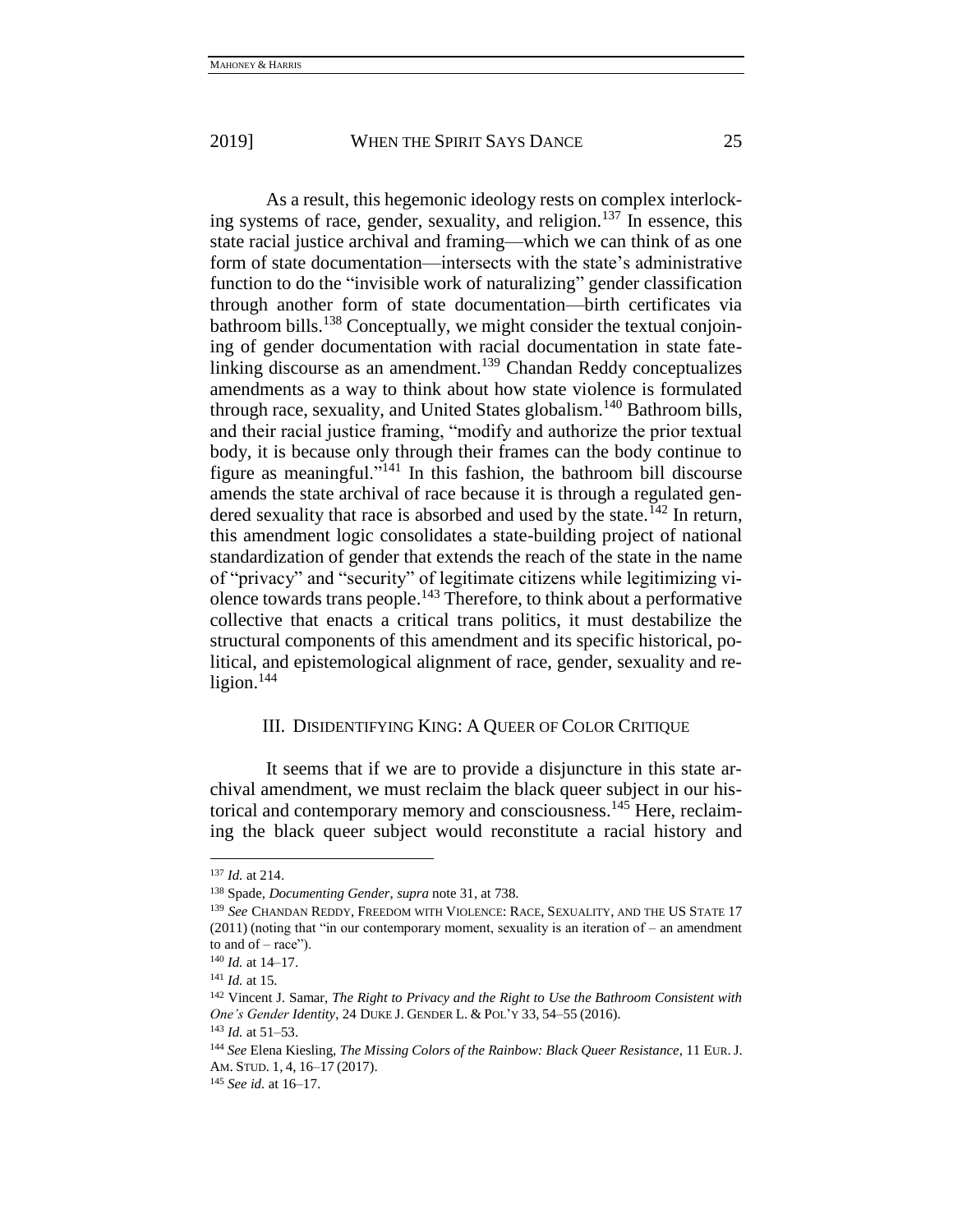As a result, this hegemonic ideology rests on complex interlocking systems of race, gender, sexuality, and religion.[137] In essence, this state racial justice archival and framing—which we can think of as one form of state documentation—intersects with the state's administrative function to do the "invisible work of naturalizing" gender classification through another form of state documentation—birth certificates via bathroom bills.[138] Conceptually, we might consider the textual conjoining of gender documentation with racial documentation in state fate-linking discourse as an amendment.[139] Chandan Reddy conceptualizes amendments as a way to think about how state violence is formulated through race, sexuality, and United States globalism.[140] Bathroom bills, and their racial justice framing, "modify and authorize the prior textual body, it is because only through their frames can the body continue to figure as meaningful."[141] In this fashion, the bathroom bill discourse amends the state archival of race because it is through a regulated gendered sexuality that race is absorbed and used by the state.[142] In return, this amendment logic consolidates a state-building project of national standardization of gender that extends the reach of the state in the name of "privacy" and "security" of legitimate citizens while legitimizing violence towards trans people.[143] Therefore, to think about a performative collective that enacts a critical trans politics, it must destabilize the structural components of this amendment and its specific historical, political, and epistemological alignment of race, gender, sexuality and religion.[144]

## III. Disidentifying King: A Queer of Color Critique

It seems that if we are to provide a disjuncture in this state archival amendment, we must reclaim the black queer subject in our historical and contemporary memory and consciousness.[145] Here, reclaiming the black queer subject would reconstitute a racial history and

---

[137] *Id.* at 214.

[138] Spade, *Documenting Gender*, *supra* note 31, at 738.

[139] *See* Chandan Reddy, Freedom with Violence: Race, Sexuality, and the US State 17 (2011) (noting that "in our contemporary moment, sexuality is an iteration of – an amendment to and of – race").

[140] *Id.* at 14–17.

[141] *Id.* at 15.

[142] Vincent J. Samar, *The Right to Privacy and the Right to Use the Bathroom Consistent with One's Gender Identity*, 24 Duke J. Gender L. & Pol'y 33, 54–55 (2016).

[143] *Id.* at 51–53.

[144] *See* Elena Kiesling, *The Missing Colors of the Rainbow: Black Queer Resistance*, 11 Eur. J. Am. Stud. 1, 4, 16–17 (2017).

[145] *See id.* at 16–17.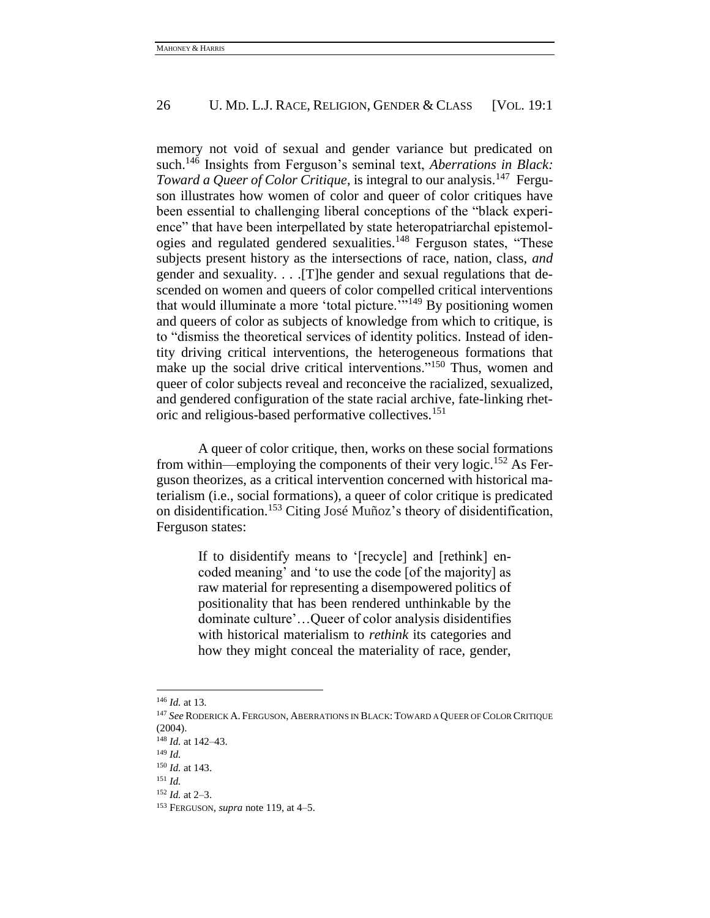memory not void of sexual and gender variance but predicated on such.[146] Insights from Ferguson's seminal text, *Aberrations in Black: Toward a Queer of Color Critique*, is integral to our analysis.[147] Ferguson illustrates how women of color and queer of color critiques have been essential to challenging liberal conceptions of the "black experience" that have been interpellated by state heteropatriarchal epistemologies and regulated gendered sexualities.[148] Ferguson states, "These subjects present history as the intersections of race, nation, class, *and* gender and sexuality. . . .[T]he gender and sexual regulations that descended on women and queers of color compelled critical interventions that would illuminate a more 'total picture.'"[149] By positioning women and queers of color as subjects of knowledge from which to critique, is to "dismiss the theoretical services of identity politics. Instead of identity driving critical interventions, the heterogeneous formations that make up the social drive critical interventions."[150] Thus, women and queer of color subjects reveal and reconceive the racialized, sexualized, and gendered configuration of the state racial archive, fate-linking rhetoric and religious-based performative collectives.[151]

A queer of color critique, then, works on these social formations from within—employing the components of their very logic.[152] As Ferguson theorizes, as a critical intervention concerned with historical materialism (i.e., social formations), a queer of color critique is predicated on disidentification.[153] Citing José Muñoz's theory of disidentification, Ferguson states:

> If to disidentify means to '[recycle] and [rethink] encoded meaning' and 'to use the code [of the majority] as raw material for representing a disempowered politics of positionality that has been rendered unthinkable by the dominate culture'…Queer of color analysis disidentifies with historical materialism to *rethink* its categories and how they might conceal the materiality of race, gender,

---

[146] *Id.* at 13.

[147] *See* RODERICK A. FERGUSON, ABERRATIONS IN BLACK: TOWARD A QUEER OF COLOR CRITIQUE (2004).

[148] *Id.* at 142–43.

[149] *Id.*

[150] *Id.* at 143.

[151] *Id.*

[152] *Id.* at 2–3.

[153] FERGUSON, *supra* note 119, at 4–5.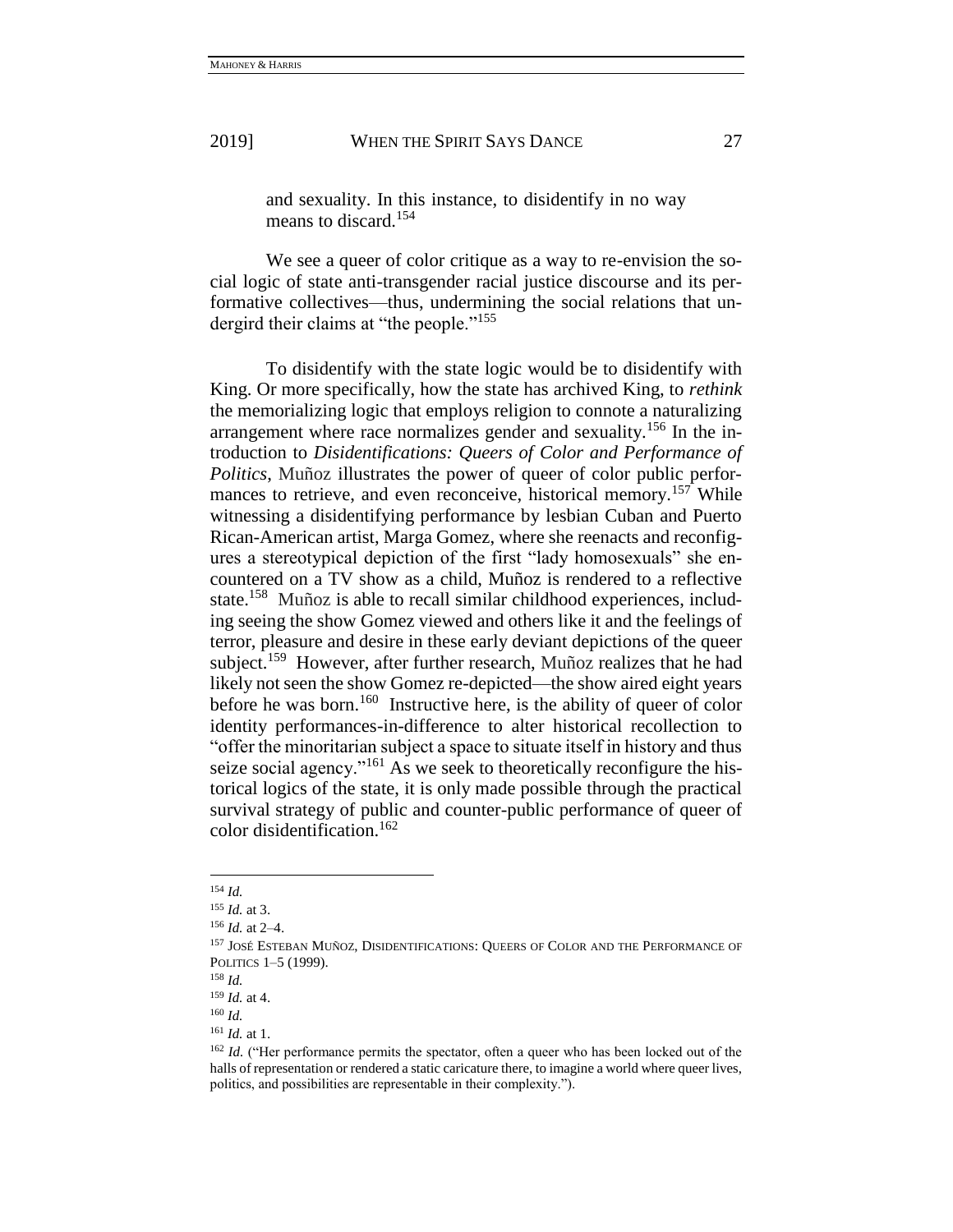> and sexuality. In this instance, to disidentify in no way means to discard.[154]

We see a queer of color critique as a way to re-envision the social logic of state anti-transgender racial justice discourse and its performative collectives—thus, undermining the social relations that undergird their claims at "the people."[155]

To disidentify with the state logic would be to disidentify with King. Or more specifically, how the state has archived King, to *rethink* the memorializing logic that employs religion to connote a naturalizing arrangement where race normalizes gender and sexuality.[156] In the introduction to *Disidentifications: Queers of Color and Performance of Politics*, Muñoz illustrates the power of queer of color public performances to retrieve, and even reconceive, historical memory.[157] While witnessing a disidentifying performance by lesbian Cuban and Puerto Rican-American artist, Marga Gomez, where she reenacts and reconfigures a stereotypical depiction of the first "lady homosexuals" she encountered on a TV show as a child, Muñoz is rendered to a reflective state.[158] Muñoz is able to recall similar childhood experiences, including seeing the show Gomez viewed and others like it and the feelings of terror, pleasure and desire in these early deviant depictions of the queer subject.[159] However, after further research, Muñoz realizes that he had likely not seen the show Gomez re-depicted—the show aired eight years before he was born.[160] Instructive here, is the ability of queer of color identity performances-in-difference to alter historical recollection to "offer the minoritarian subject a space to situate itself in history and thus seize social agency."[161] As we seek to theoretically reconfigure the historical logics of the state, it is only made possible through the practical survival strategy of public and counter-public performance of queer of color disidentification.[162]

---

[154] *Id.*

[155] *Id.* at 3.

[156] *Id.* at 2–4.

[157] JOSÉ ESTEBAN MUÑOZ, DISIDENTIFICATIONS: QUEERS OF COLOR AND THE PERFORMANCE OF POLITICS 1–5 (1999).

[158] *Id.*

[159] *Id.* at 4.

[160] *Id.*

[161] *Id.* at 1.

[162] *Id.* ("Her performance permits the spectator, often a queer who has been locked out of the halls of representation or rendered a static caricature there, to imagine a world where queer lives, politics, and possibilities are representable in their complexity.").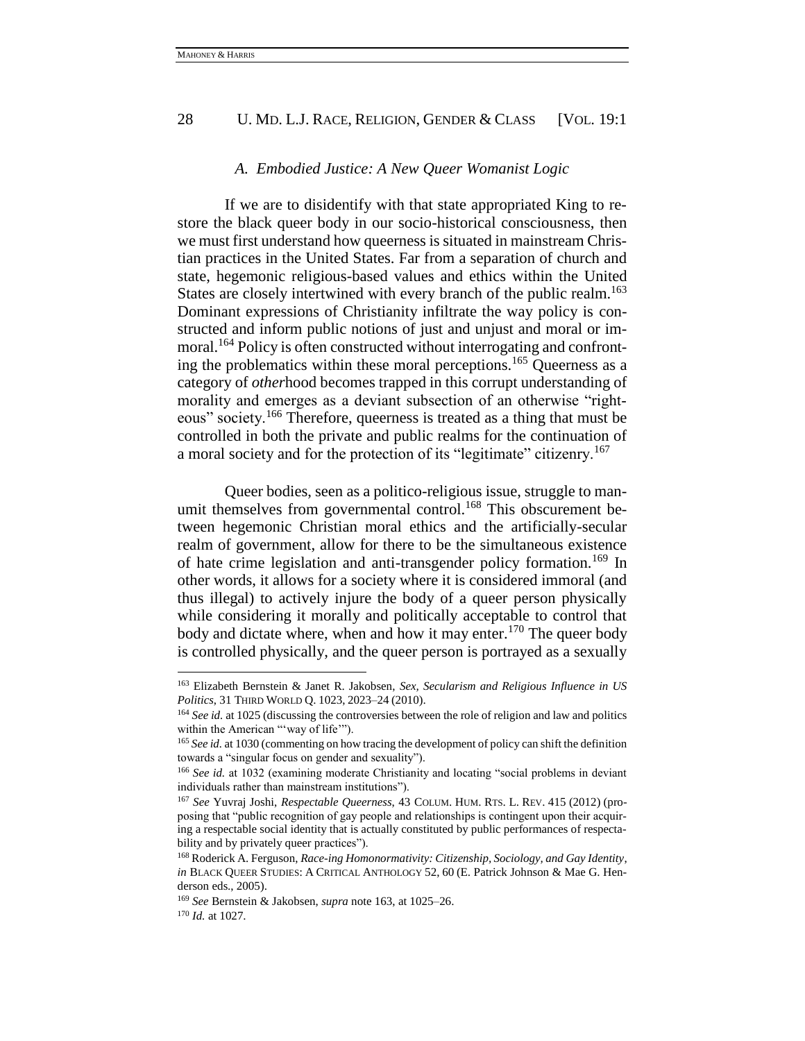### A. *Embodied Justice: A New Queer Womanist Logic*

If we are to disidentify with that state appropriated King to restore the black queer body in our socio-historical consciousness, then we must first understand how queerness is situated in mainstream Christian practices in the United States. Far from a separation of church and state, hegemonic religious-based values and ethics within the United States are closely intertwined with every branch of the public realm.[163] Dominant expressions of Christianity infiltrate the way policy is constructed and inform public notions of just and unjust and moral or immoral.[164] Policy is often constructed without interrogating and confronting the problematics within these moral perceptions.[165] Queerness as a category of *other*hood becomes trapped in this corrupt understanding of morality and emerges as a deviant subsection of an otherwise "righteous" society.[166] Therefore, queerness is treated as a thing that must be controlled in both the private and public realms for the continuation of a moral society and for the protection of its "legitimate" citizenry.[167]

Queer bodies, seen as a politico-religious issue, struggle to manumit themselves from governmental control.[168] This obscurement between hegemonic Christian moral ethics and the artificially-secular realm of government, allow for there to be the simultaneous existence of hate crime legislation and anti-transgender policy formation.[169] In other words, it allows for a society where it is considered immoral (and thus illegal) to actively injure the body of a queer person physically while considering it morally and politically acceptable to control that body and dictate where, when and how it may enter.[170] The queer body is controlled physically, and the queer person is portrayed as a sexually

---

[163] Elizabeth Bernstein & Janet R. Jakobsen, *Sex, Secularism and Religious Influence in US Politics*, 31 THIRD WORLD Q. 1023, 2023–24 (2010).

[164] *See id.* at 1025 (discussing the controversies between the role of religion and law and politics within the American "'way of life'").

[165] *See id.* at 1030 (commenting on how tracing the development of policy can shift the definition towards a "singular focus on gender and sexuality").

[166] *See id.* at 1032 (examining moderate Christianity and locating "social problems in deviant individuals rather than mainstream institutions").

[167] *See* Yuvraj Joshi, *Respectable Queerness*, 43 COLUM. HUM. RTS. L. REV. 415 (2012) (proposing that "public recognition of gay people and relationships is contingent upon their acquiring a respectable social identity that is actually constituted by public performances of respectability and by privately queer practices").

[168] Roderick A. Ferguson, *Race-ing Homonormativity: Citizenship, Sociology, and Gay Identity*, *in* BLACK QUEER STUDIES: A CRITICAL ANTHOLOGY 52, 60 (E. Patrick Johnson & Mae G. Henderson eds., 2005).

[169] *See* Bernstein & Jakobsen, *supra* note 163, at 1025–26.

[170] *Id.* at 1027.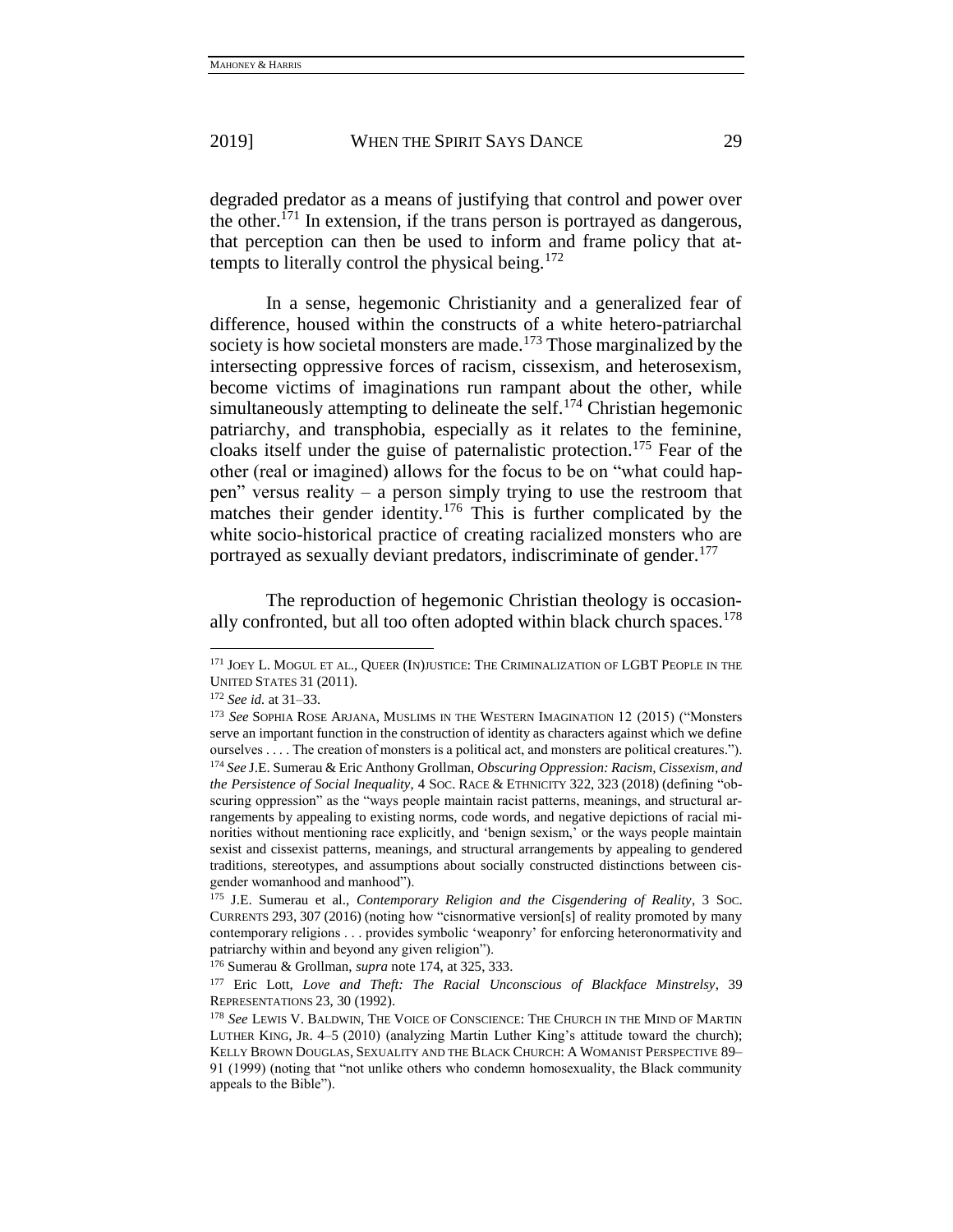degraded predator as a means of justifying that control and power over the other.[171] In extension, if the trans person is portrayed as dangerous, that perception can then be used to inform and frame policy that attempts to literally control the physical being.[172]

In a sense, hegemonic Christianity and a generalized fear of difference, housed within the constructs of a white hetero-patriarchal society is how societal monsters are made.[173] Those marginalized by the intersecting oppressive forces of racism, cissexism, and heterosexism, become victims of imaginations run rampant about the other, while simultaneously attempting to delineate the self.[174] Christian hegemonic patriarchy, and transphobia, especially as it relates to the feminine, cloaks itself under the guise of paternalistic protection.[175] Fear of the other (real or imagined) allows for the focus to be on "what could happen" versus reality – a person simply trying to use the restroom that matches their gender identity.[176] This is further complicated by the white socio-historical practice of creating racialized monsters who are portrayed as sexually deviant predators, indiscriminate of gender.[177]

The reproduction of hegemonic Christian theology is occasionally confronted, but all too often adopted within black church spaces.[178]

---

[171] JOEY L. MOGUL ET AL., QUEER (IN)JUSTICE: THE CRIMINALIZATION OF LGBT PEOPLE IN THE UNITED STATES 31 (2011).

[172] *See id.* at 31–33.

[173] *See* SOPHIA ROSE ARJANA, MUSLIMS IN THE WESTERN IMAGINATION 12 (2015) ("Monsters serve an important function in the construction of identity as characters against which we define ourselves . . . . The creation of monsters is a political act, and monsters are political creatures.").

[174] *See* J.E. Sumerau & Eric Anthony Grollman, *Obscuring Oppression: Racism, Cissexism, and the Persistence of Social Inequality*, 4 SOC. RACE & ETHNICITY 322, 323 (2018) (defining "obscuring oppression" as the "ways people maintain racist patterns, meanings, and structural arrangements by appealing to existing norms, code words, and negative depictions of racial minorities without mentioning race explicitly, and 'benign sexism,' or the ways people maintain sexist and cissexist patterns, meanings, and structural arrangements by appealing to gendered traditions, stereotypes, and assumptions about socially constructed distinctions between cisgender womanhood and manhood").

[175] J.E. Sumerau et al., *Contemporary Religion and the Cisgendering of Reality*, 3 SOC. CURRENTS 293, 307 (2016) (noting how "cisnormative version[s] of reality promoted by many contemporary religions . . . provides symbolic 'weaponry' for enforcing heteronormativity and patriarchy within and beyond any given religion").

[176] Sumerau & Grollman, *supra* note 174, at 325, 333.

[177] Eric Lott, *Love and Theft: The Racial Unconscious of Blackface Minstrelsy*, 39 REPRESENTATIONS 23, 30 (1992).

[178] *See* LEWIS V. BALDWIN, THE VOICE OF CONSCIENCE: THE CHURCH IN THE MIND OF MARTIN LUTHER KING, JR. 4–5 (2010) (analyzing Martin Luther King's attitude toward the church); KELLY BROWN DOUGLAS, SEXUALITY AND THE BLACK CHURCH: A WOMANIST PERSPECTIVE 89–91 (1999) (noting that "not unlike others who condemn homosexuality, the Black community appeals to the Bible").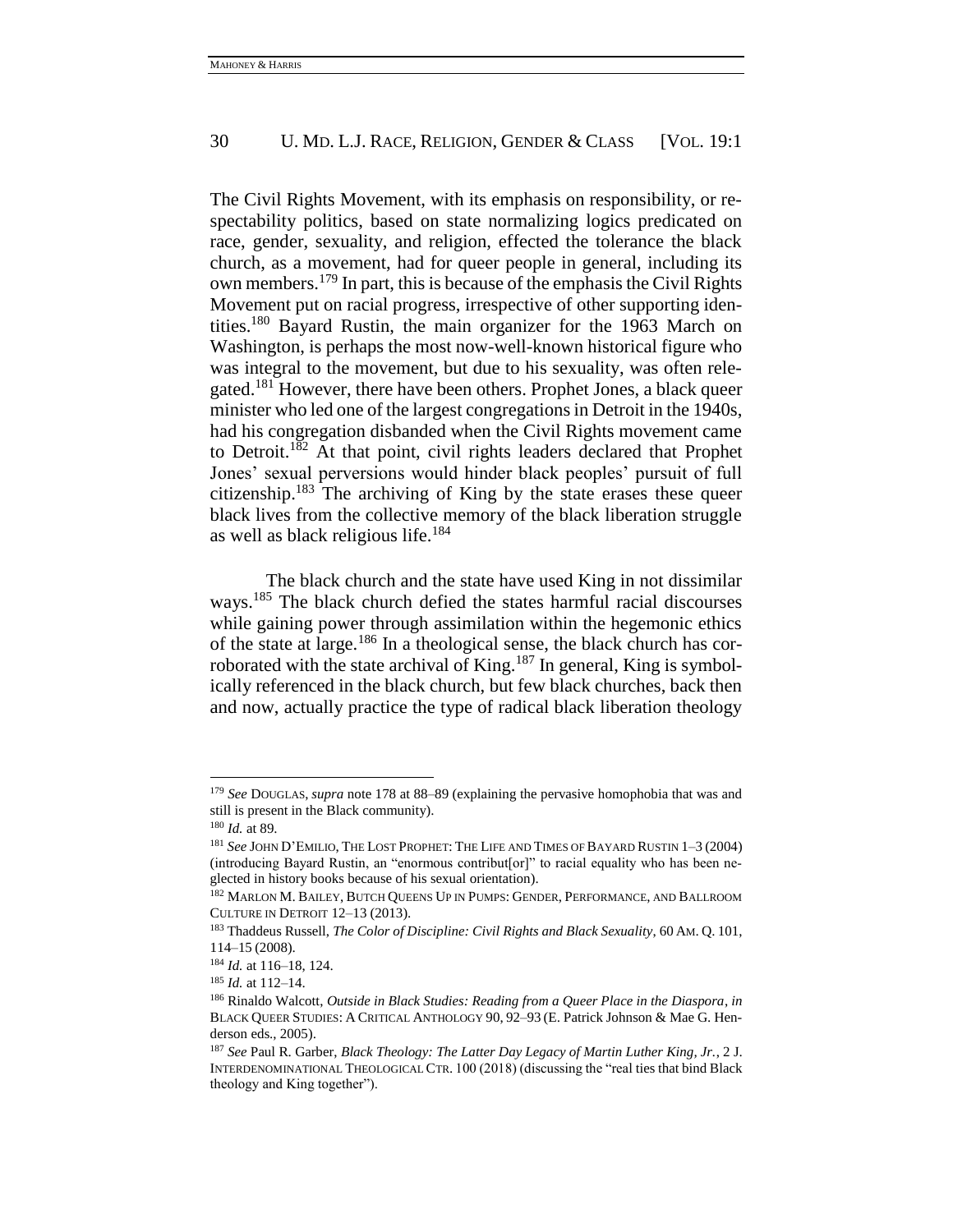The Civil Rights Movement, with its emphasis on responsibility, or respectability politics, based on state normalizing logics predicated on race, gender, sexuality, and religion, effected the tolerance the black church, as a movement, had for queer people in general, including its own members.[179] In part, this is because of the emphasis the Civil Rights Movement put on racial progress, irrespective of other supporting identities.[180] Bayard Rustin, the main organizer for the 1963 March on Washington, is perhaps the most now-well-known historical figure who was integral to the movement, but due to his sexuality, was often relegated.[181] However, there have been others. Prophet Jones, a black queer minister who led one of the largest congregations in Detroit in the 1940s, had his congregation disbanded when the Civil Rights movement came to Detroit.[182] At that point, civil rights leaders declared that Prophet Jones' sexual perversions would hinder black peoples' pursuit of full citizenship.[183] The archiving of King by the state erases these queer black lives from the collective memory of the black liberation struggle as well as black religious life.[184]

The black church and the state have used King in not dissimilar ways.[185] The black church defied the states harmful racial discourses while gaining power through assimilation within the hegemonic ethics of the state at large.[186] In a theological sense, the black church has corroborated with the state archival of King.[187] In general, King is symbolically referenced in the black church, but few black churches, back then and now, actually practice the type of radical black liberation theology

---

[179] *See* DOUGLAS, *supra* note 178 at 88–89 (explaining the pervasive homophobia that was and still is present in the Black community).

[180] *Id.* at 89.

[181] *See* JOHN D'EMILIO, THE LOST PROPHET: THE LIFE AND TIMES OF BAYARD RUSTIN 1–3 (2004) (introducing Bayard Rustin, an "enormous contribut[or]" to racial equality who has been neglected in history books because of his sexual orientation).

[182] MARLON M. BAILEY, BUTCH QUEENS UP IN PUMPS: GENDER, PERFORMANCE, AND BALLROOM CULTURE IN DETROIT 12–13 (2013).

[183] Thaddeus Russell, *The Color of Discipline: Civil Rights and Black Sexuality*, 60 AM. Q. 101, 114–15 (2008).

[184] *Id.* at 116–18, 124.

[185] *Id.* at 112–14.

[186] Rinaldo Walcott, *Outside in Black Studies: Reading from a Queer Place in the Diaspora*, *in* BLACK QUEER STUDIES: A CRITICAL ANTHOLOGY 90, 92–93 (E. Patrick Johnson & Mae G. Henderson eds., 2005).

[187] *See* Paul R. Garber, *Black Theology: The Latter Day Legacy of Martin Luther King, Jr.*, 2 J. INTERDENOMINATIONAL THEOLOGICAL CTR. 100 (2018) (discussing the "real ties that bind Black theology and King together").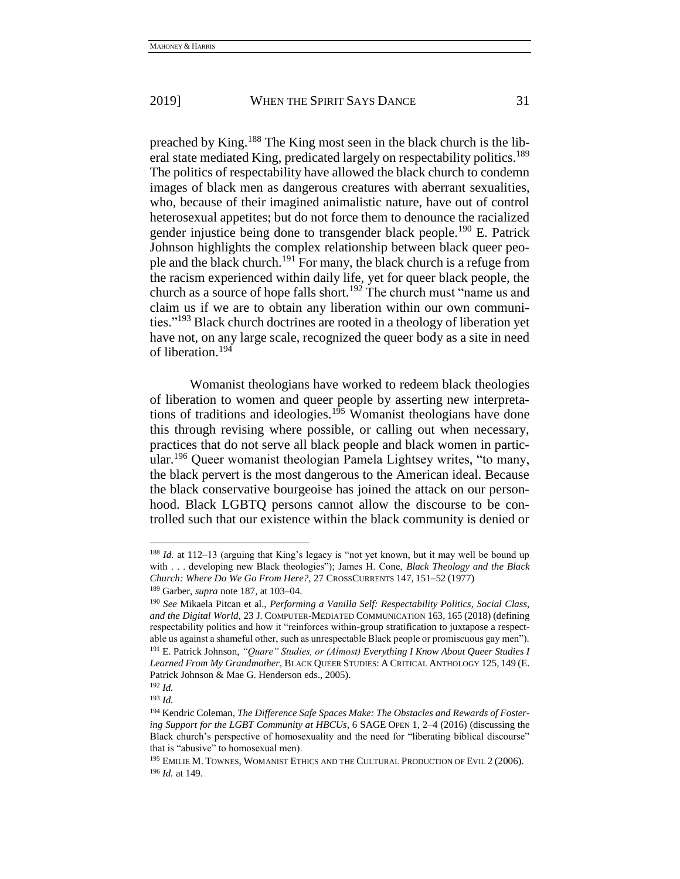preached by King.[188] The King most seen in the black church is the liberal state mediated King, predicated largely on respectability politics.[189] The politics of respectability have allowed the black church to condemn images of black men as dangerous creatures with aberrant sexualities, who, because of their imagined animalistic nature, have out of control heterosexual appetites; but do not force them to denounce the racialized gender injustice being done to transgender black people.[190] E. Patrick Johnson highlights the complex relationship between black queer people and the black church.[191] For many, the black church is a refuge from the racism experienced within daily life, yet for queer black people, the church as a source of hope falls short.[192] The church must "name us and claim us if we are to obtain any liberation within our own communities."[193] Black church doctrines are rooted in a theology of liberation yet have not, on any large scale, recognized the queer body as a site in need of liberation.[194]

Womanist theologians have worked to redeem black theologies of liberation to women and queer people by asserting new interpretations of traditions and ideologies.[195] Womanist theologians have done this through revising where possible, or calling out when necessary, practices that do not serve all black people and black women in particular.[196] Queer womanist theologian Pamela Lightsey writes, "to many, the black pervert is the most dangerous to the American ideal. Because the black conservative bourgeoise has joined the attack on our personhood. Black LGBTQ persons cannot allow the discourse to be controlled such that our existence within the black community is denied or

---

[188] *Id.* at 112–13 (arguing that King's legacy is "not yet known, but it may well be bound up with . . . developing new Black theologies"); James H. Cone, *Black Theology and the Black Church: Where Do We Go From Here?*, 27 CROSSCURRENTS 147, 151–52 (1977)

[189] Garber, *supra* note 187, at 103–04.

[190] *See* Mikaela Pitcan et al., *Performing a Vanilla Self: Respectability Politics, Social Class, and the Digital World*, 23 J. COMPUTER-MEDIATED COMMUNICATION 163, 165 (2018) (defining respectability politics and how it "reinforces within-group stratification to juxtapose a respectable us against a shameful other, such as unrespectable Black people or promiscuous gay men").

[191] E. Patrick Johnson, *"Quare" Studies, or (Almost) Everything I Know About Queer Studies I Learned From My Grandmother*, BLACK QUEER STUDIES: A CRITICAL ANTHOLOGY 125, 149 (E. Patrick Johnson & Mae G. Henderson eds., 2005).

[192] *Id.*

[193] *Id.*

[194] Kendric Coleman, *The Difference Safe Spaces Make: The Obstacles and Rewards of Fostering Support for the LGBT Community at HBCUs*, 6 SAGE OPEN 1, 2–4 (2016) (discussing the Black church's perspective of homosexuality and the need for "liberating biblical discourse" that is "abusive" to homosexual men).

[195] EMILIE M. TOWNES, WOMANIST ETHICS AND THE CULTURAL PRODUCTION OF EVIL 2 (2006).

[196] *Id.* at 149.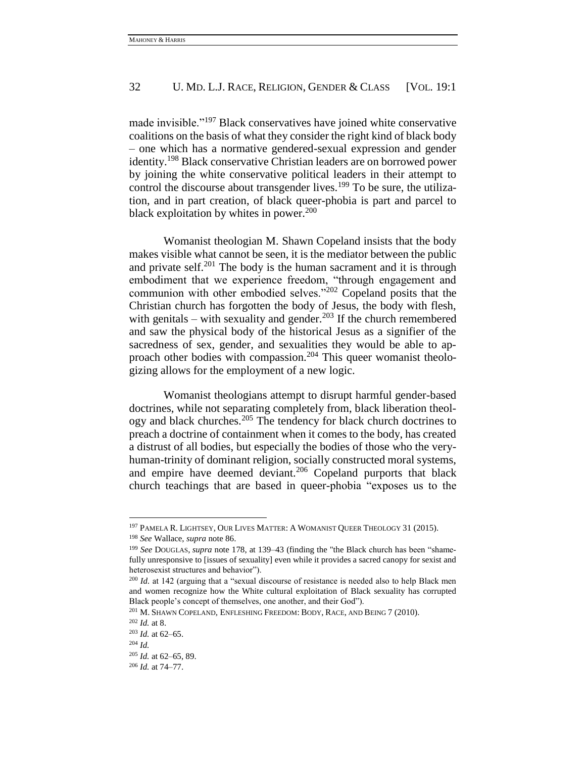made invisible."[197] Black conservatives have joined white conservative coalitions on the basis of what they consider the right kind of black body – one which has a normative gendered-sexual expression and gender identity.[198] Black conservative Christian leaders are on borrowed power by joining the white conservative political leaders in their attempt to control the discourse about transgender lives.[199] To be sure, the utilization, and in part creation, of black queer-phobia is part and parcel to black exploitation by whites in power.[200]

Womanist theologian M. Shawn Copeland insists that the body makes visible what cannot be seen, it is the mediator between the public and private self.[201] The body is the human sacrament and it is through embodiment that we experience freedom, "through engagement and communion with other embodied selves."[202] Copeland posits that the Christian church has forgotten the body of Jesus, the body with flesh, with genitals – with sexuality and gender.[203] If the church remembered and saw the physical body of the historical Jesus as a signifier of the sacredness of sex, gender, and sexualities they would be able to approach other bodies with compassion.[204] This queer womanist theologizing allows for the employment of a new logic.

Womanist theologians attempt to disrupt harmful gender-based doctrines, while not separating completely from, black liberation theology and black churches.[205] The tendency for black church doctrines to preach a doctrine of containment when it comes to the body, has created a distrust of all bodies, but especially the bodies of those who the very-human-trinity of dominant religion, socially constructed moral systems, and empire have deemed deviant.[206] Copeland purports that black church teachings that are based in queer-phobia "exposes us to the

---

[197] PAMELA R. LIGHTSEY, OUR LIVES MATTER: A WOMANIST QUEER THEOLOGY 31 (2015).

[198] *See* Wallace, *supra* note 86.

[199] *See* DOUGLAS, *supra* note 178, at 139–43 (finding the "the Black church has been "shamefully unresponsive to [issues of sexuality] even while it provides a sacred canopy for sexist and heterosexist structures and behavior").

[200] *Id.* at 142 (arguing that a "sexual discourse of resistance is needed also to help Black men and women recognize how the White cultural exploitation of Black sexuality has corrupted Black people's concept of themselves, one another, and their God").

[201] M. SHAWN COPELAND, ENFLESHING FREEDOM: BODY, RACE, AND BEING 7 (2010).

[202] *Id.* at 8.

[203] *Id.* at 62–65.

[204] *Id.*

[205] *Id.* at 62–65, 89.

[206] *Id.* at 74–77.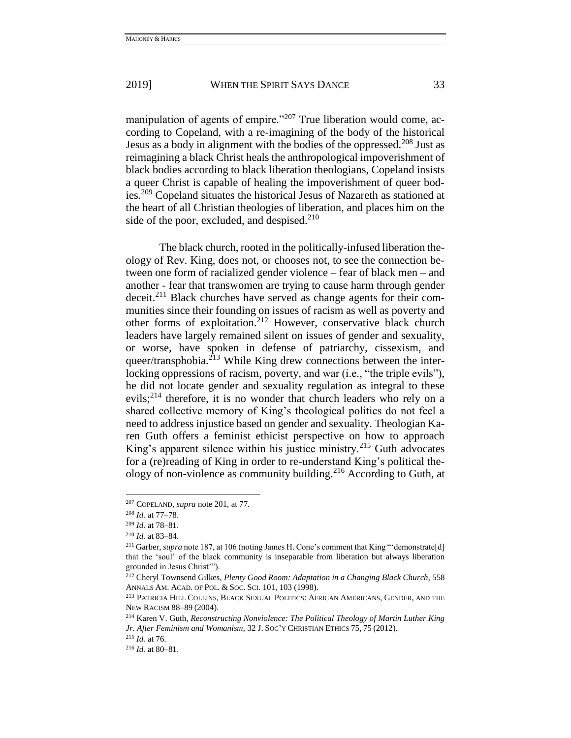manipulation of agents of empire."[207] True liberation would come, according to Copeland, with a re-imagining of the body of the historical Jesus as a body in alignment with the bodies of the oppressed.[208] Just as reimagining a black Christ heals the anthropological impoverishment of black bodies according to black liberation theologians, Copeland insists a queer Christ is capable of healing the impoverishment of queer bodies.[209] Copeland situates the historical Jesus of Nazareth as stationed at the heart of all Christian theologies of liberation, and places him on the side of the poor, excluded, and despised.[210]

The black church, rooted in the politically-infused liberation theology of Rev. King, does not, or chooses not, to see the connection between one form of racialized gender violence – fear of black men – and another - fear that transwomen are trying to cause harm through gender deceit.[211] Black churches have served as change agents for their communities since their founding on issues of racism as well as poverty and other forms of exploitation.[212] However, conservative black church leaders have largely remained silent on issues of gender and sexuality, or worse, have spoken in defense of patriarchy, cissexism, and queer/transphobia.[213] While King drew connections between the interlocking oppressions of racism, poverty, and war (i.e., "the triple evils"), he did not locate gender and sexuality regulation as integral to these evils;[214] therefore, it is no wonder that church leaders who rely on a shared collective memory of King's theological politics do not feel a need to address injustice based on gender and sexuality. Theologian Karen Guth offers a feminist ethicist perspective on how to approach King's apparent silence within his justice ministry.[215] Guth advocates for a (re)reading of King in order to re-understand King's political theology of non-violence as community building.[216] According to Guth, at

---

[207] COPELAND, *supra* note 201, at 77.

[208] *Id.* at 77–78.

[209] *Id.* at 78–81.

[210] *Id.* at 83–84.

[211] Garber, *supra* note 187, at 106 (noting James H. Cone's comment that King "'demonstrate[d] that the 'soul' of the black community is inseparable from liberation but always liberation grounded in Jesus Christ'").

[212] Cheryl Townsend Gilkes, *Plenty Good Room: Adaptation in a Changing Black Church*, 558 ANNALS AM. ACAD. OF POL. & SOC. SCI. 101, 103 (1998).

[213] PATRICIA HILL COLLINS, BLACK SEXUAL POLITICS: AFRICAN AMERICANS, GENDER, AND THE NEW RACISM 88–89 (2004).

[214] Karen V. Guth, *Reconstructing Nonviolence: The Political Theology of Martin Luther King Jr. After Feminism and Womanism*, 32 J. SOC'Y CHRISTIAN ETHICS 75, 75 (2012).

[215] *Id.* at 76.

[216] *Id.* at 80–81.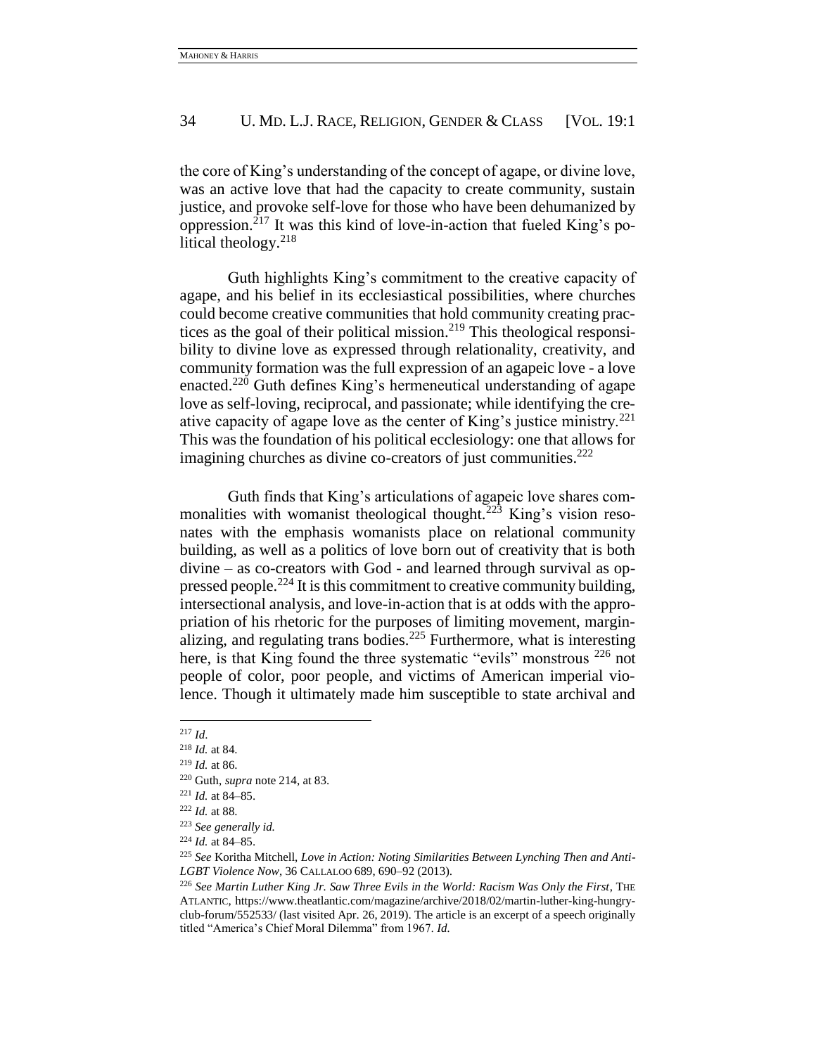the core of King's understanding of the concept of agape, or divine love, was an active love that had the capacity to create community, sustain justice, and provoke self-love for those who have been dehumanized by oppression.[217] It was this kind of love-in-action that fueled King's political theology.[218]

Guth highlights King's commitment to the creative capacity of agape, and his belief in its ecclesiastical possibilities, where churches could become creative communities that hold community creating practices as the goal of their political mission.[219] This theological responsibility to divine love as expressed through relationality, creativity, and community formation was the full expression of an agapeic love - a love enacted.[220] Guth defines King's hermeneutical understanding of agape love as self-loving, reciprocal, and passionate; while identifying the creative capacity of agape love as the center of King's justice ministry.[221] This was the foundation of his political ecclesiology: one that allows for imagining churches as divine co-creators of just communities.[222]

Guth finds that King's articulations of agapeic love shares commonalities with womanist theological thought.[223] King's vision resonates with the emphasis womanists place on relational community building, as well as a politics of love born out of creativity that is both divine – as co-creators with God - and learned through survival as oppressed people.[224] It is this commitment to creative community building, intersectional analysis, and love-in-action that is at odds with the appropriation of his rhetoric for the purposes of limiting movement, marginalizing, and regulating trans bodies.[225] Furthermore, what is interesting here, is that King found the three systematic "evils" monstrous [226] not people of color, poor people, and victims of American imperial violence. Though it ultimately made him susceptible to state archival and

---

[217] *Id.*

[218] *Id.* at 84.

[219] *Id.* at 86.

[220] Guth, *supra* note 214, at 83.

[221] *Id.* at 84–85.

[222] *Id.* at 88.

[223] *See generally id.*

[224] *Id.* at 84–85.

[225] *See* Koritha Mitchell, *Love in Action: Noting Similarities Between Lynching Then and Anti-LGBT Violence Now*, 36 CALLALOO 689, 690–92 (2013).

[226] *See Martin Luther King Jr. Saw Three Evils in the World: Racism Was Only the First*, THE ATLANTIC, https://www.theatlantic.com/magazine/archive/2018/02/martin-luther-king-hungry-club-forum/552533/ (last visited Apr. 26, 2019). The article is an excerpt of a speech originally titled "America's Chief Moral Dilemma" from 1967. *Id.*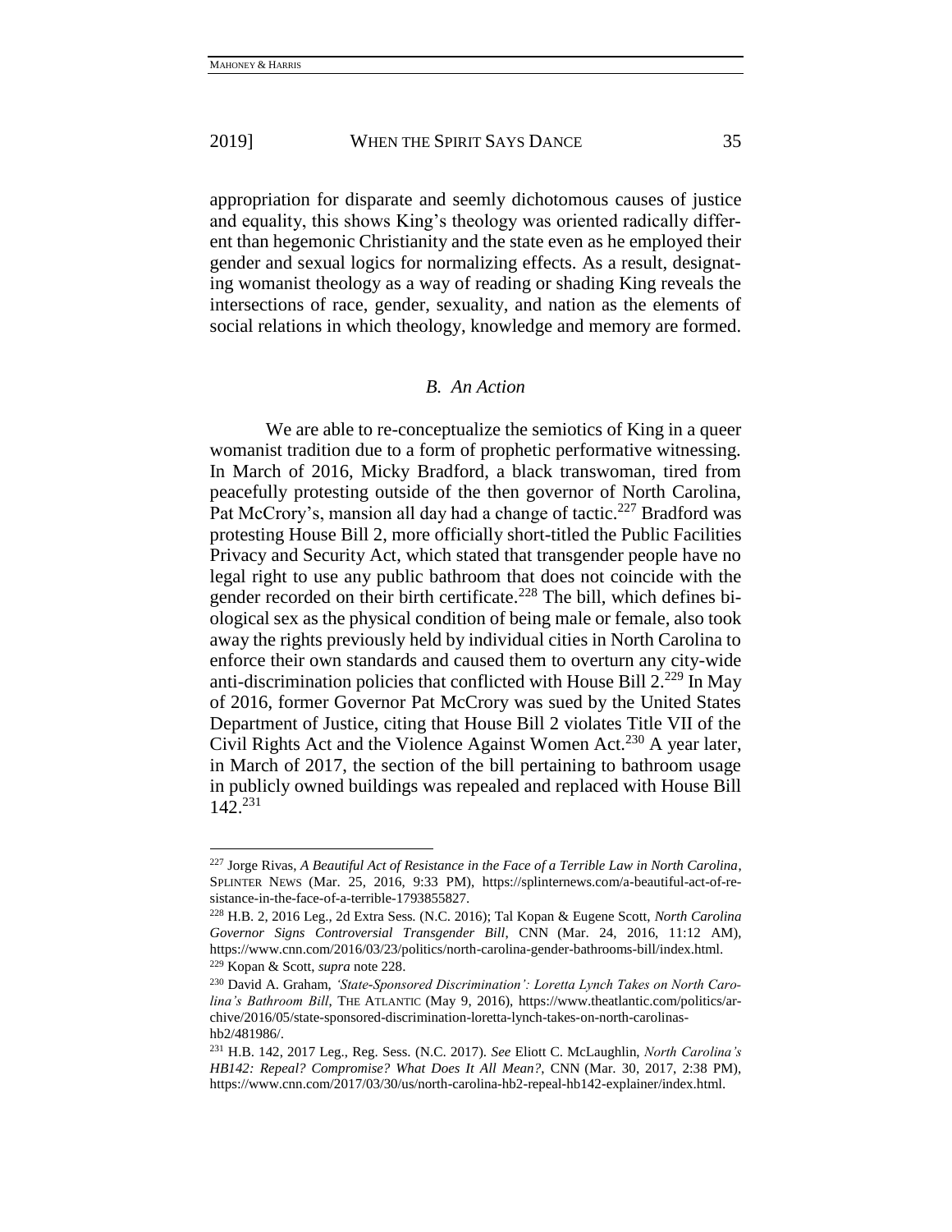appropriation for disparate and seemly dichotomous causes of justice and equality, this shows King's theology was oriented radically different than hegemonic Christianity and the state even as he employed their gender and sexual logics for normalizing effects. As a result, designating womanist theology as a way of reading or shading King reveals the intersections of race, gender, sexuality, and nation as the elements of social relations in which theology, knowledge and memory are formed.

### *B. An Action*

We are able to re-conceptualize the semiotics of King in a queer womanist tradition due to a form of prophetic performative witnessing. In March of 2016, Micky Bradford, a black transwoman, tired from peacefully protesting outside of the then governor of North Carolina, Pat McCrory's, mansion all day had a change of tactic.[227] Bradford was protesting House Bill 2, more officially short-titled the Public Facilities Privacy and Security Act, which stated that transgender people have no legal right to use any public bathroom that does not coincide with the gender recorded on their birth certificate.[228] The bill, which defines biological sex as the physical condition of being male or female, also took away the rights previously held by individual cities in North Carolina to enforce their own standards and caused them to overturn any city-wide anti-discrimination policies that conflicted with House Bill 2.[229] In May of 2016, former Governor Pat McCrory was sued by the United States Department of Justice, citing that House Bill 2 violates Title VII of the Civil Rights Act and the Violence Against Women Act.[230] A year later, in March of 2017, the section of the bill pertaining to bathroom usage in publicly owned buildings was repealed and replaced with House Bill 142.[231]

---

[227] Jorge Rivas, *A Beautiful Act of Resistance in the Face of a Terrible Law in North Carolina*, SPLINTER NEWS (Mar. 25, 2016, 9:33 PM), https://splinternews.com/a-beautiful-act-of-resistance-in-the-face-of-a-terrible-1793855827.

[228] H.B. 2, 2016 Leg., 2d Extra Sess. (N.C. 2016); Tal Kopan & Eugene Scott, *North Carolina Governor Signs Controversial Transgender Bill*, CNN (Mar. 24, 2016, 11:12 AM), https://www.cnn.com/2016/03/23/politics/north-carolina-gender-bathrooms-bill/index.html.

[229] Kopan & Scott, *supra* note 228.

[230] David A. Graham, *'State-Sponsored Discrimination': Loretta Lynch Takes on North Carolina's Bathroom Bill*, THE ATLANTIC (May 9, 2016), https://www.theatlantic.com/politics/archive/2016/05/state-sponsored-discrimination-loretta-lynch-takes-on-north-carolinas-hb2/481986/.

[231] H.B. 142, 2017 Leg., Reg. Sess. (N.C. 2017). *See* Eliott C. McLaughlin, *North Carolina's HB142: Repeal? Compromise? What Does It All Mean?*, CNN (Mar. 30, 2017, 2:38 PM), https://www.cnn.com/2017/03/30/us/north-carolina-hb2-repeal-hb142-explainer/index.html.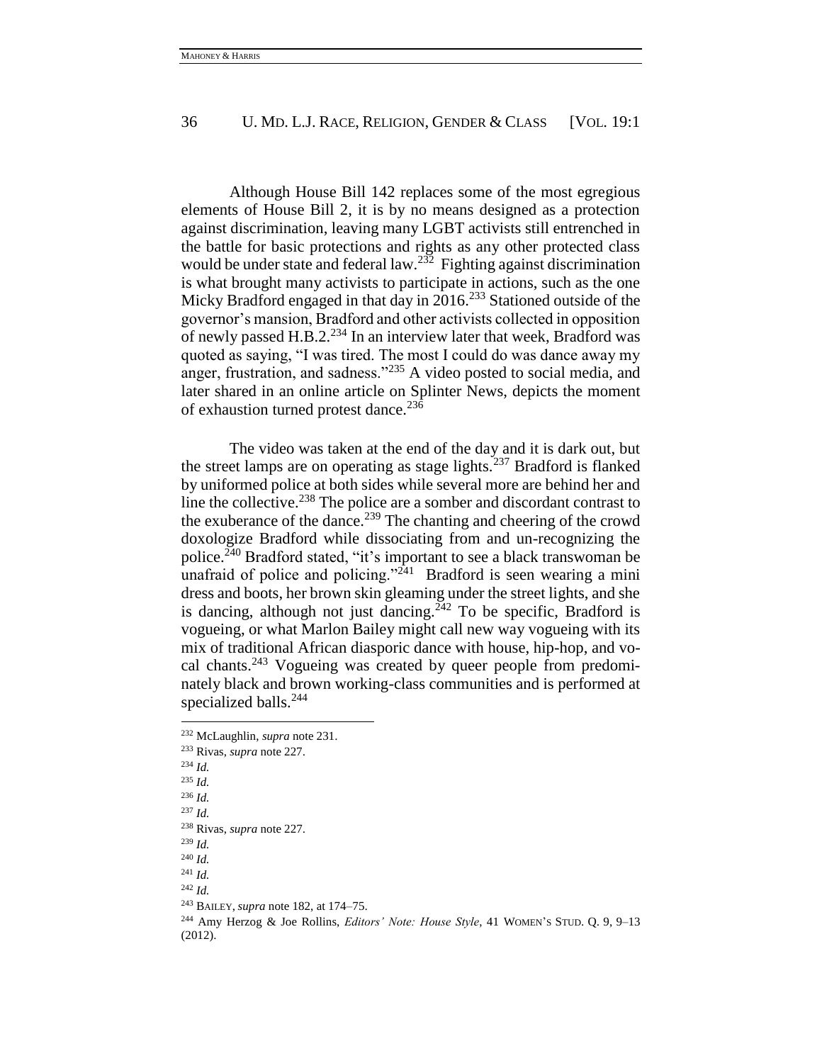Although House Bill 142 replaces some of the most egregious elements of House Bill 2, it is by no means designed as a protection against discrimination, leaving many LGBT activists still entrenched in the battle for basic protections and rights as any other protected class would be under state and federal law.[232] Fighting against discrimination is what brought many activists to participate in actions, such as the one Micky Bradford engaged in that day in 2016.[233] Stationed outside of the governor's mansion, Bradford and other activists collected in opposition of newly passed H.B.2.[234] In an interview later that week, Bradford was quoted as saying, "I was tired. The most I could do was dance away my anger, frustration, and sadness."[235] A video posted to social media, and later shared in an online article on Splinter News, depicts the moment of exhaustion turned protest dance.[236]

The video was taken at the end of the day and it is dark out, but the street lamps are on operating as stage lights.[237] Bradford is flanked by uniformed police at both sides while several more are behind her and line the collective.[238] The police are a somber and discordant contrast to the exuberance of the dance.[239] The chanting and cheering of the crowd doxologize Bradford while dissociating from and un-recognizing the police.[240] Bradford stated, "it's important to see a black transwoman be unafraid of police and policing."[241] Bradford is seen wearing a mini dress and boots, her brown skin gleaming under the street lights, and she is dancing, although not just dancing.[242] To be specific, Bradford is vogueing, or what Marlon Bailey might call new way vogueing with its mix of traditional African diasporic dance with house, hip-hop, and vocal chants.[243] Vogueing was created by queer people from predominately black and brown working-class communities and is performed at specialized balls.[244]

---

[232] McLaughlin, *supra* note 231.

[233] Rivas, *supra* note 227.

[234] *Id.*

[235] *Id.*

[236] *Id.*

[237] *Id.*

[238] Rivas, *supra* note 227.

[239] *Id.*

[240] *Id.*

[241] *Id.*

[242] *Id.*

[243] BAILEY, *supra* note 182, at 174–75.

[244] Amy Herzog & Joe Rollins, *Editors' Note: House Style*, 41 WOMEN'S STUD. Q. 9, 9–13 (2012).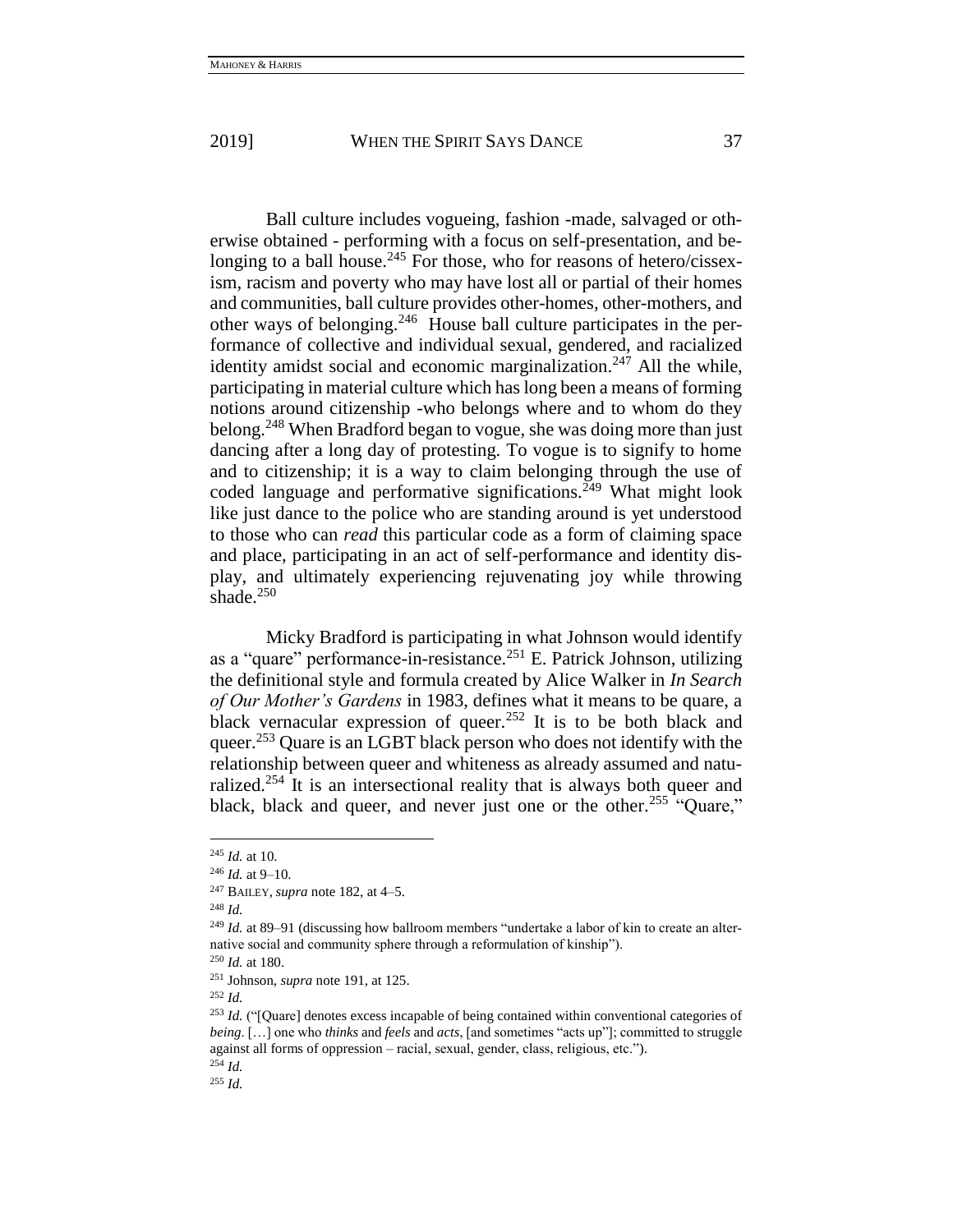Ball culture includes vogueing, fashion -made, salvaged or otherwise obtained - performing with a focus on self-presentation, and belonging to a ball house.[245] For those, who for reasons of hetero/cissexism, racism and poverty who may have lost all or partial of their homes and communities, ball culture provides other-homes, other-mothers, and other ways of belonging.[246] House ball culture participates in the performance of collective and individual sexual, gendered, and racialized identity amidst social and economic marginalization.[247] All the while, participating in material culture which has long been a means of forming notions around citizenship -who belongs where and to whom do they belong.[248] When Bradford began to vogue, she was doing more than just dancing after a long day of protesting. To vogue is to signify to home and to citizenship; it is a way to claim belonging through the use of coded language and performative significations.[249] What might look like just dance to the police who are standing around is yet understood to those who can *read* this particular code as a form of claiming space and place, participating in an act of self-performance and identity display, and ultimately experiencing rejuvenating joy while throwing shade.[250]

Micky Bradford is participating in what Johnson would identify as a "quare" performance-in-resistance.[251] E. Patrick Johnson, utilizing the definitional style and formula created by Alice Walker in *In Search of Our Mother's Gardens* in 1983, defines what it means to be quare, a black vernacular expression of queer.[252] It is to be both black and queer.[253] Quare is an LGBT black person who does not identify with the relationship between queer and whiteness as already assumed and naturalized.[254] It is an intersectional reality that is always both queer and black, black and queer, and never just one or the other.[255] "Quare,"

---

[245] *Id.* at 10.

[246] *Id.* at 9–10.

[247] BAILEY, *supra* note 182, at 4–5.

[248] *Id.*

[249] *Id.* at 89–91 (discussing how ballroom members "undertake a labor of kin to create an alternative social and community sphere through a reformulation of kinship").

[250] *Id.* at 180.

[251] Johnson, *supra* note 191, at 125.

[252] *Id.*

[253] *Id.* ("[Quare] denotes excess incapable of being contained within conventional categories of *being*. […] one who *thinks* and *feels* and *acts*, [and sometimes "acts up"]; committed to struggle against all forms of oppression – racial, sexual, gender, class, religious, etc.").

[254] *Id.*

[255] *Id.*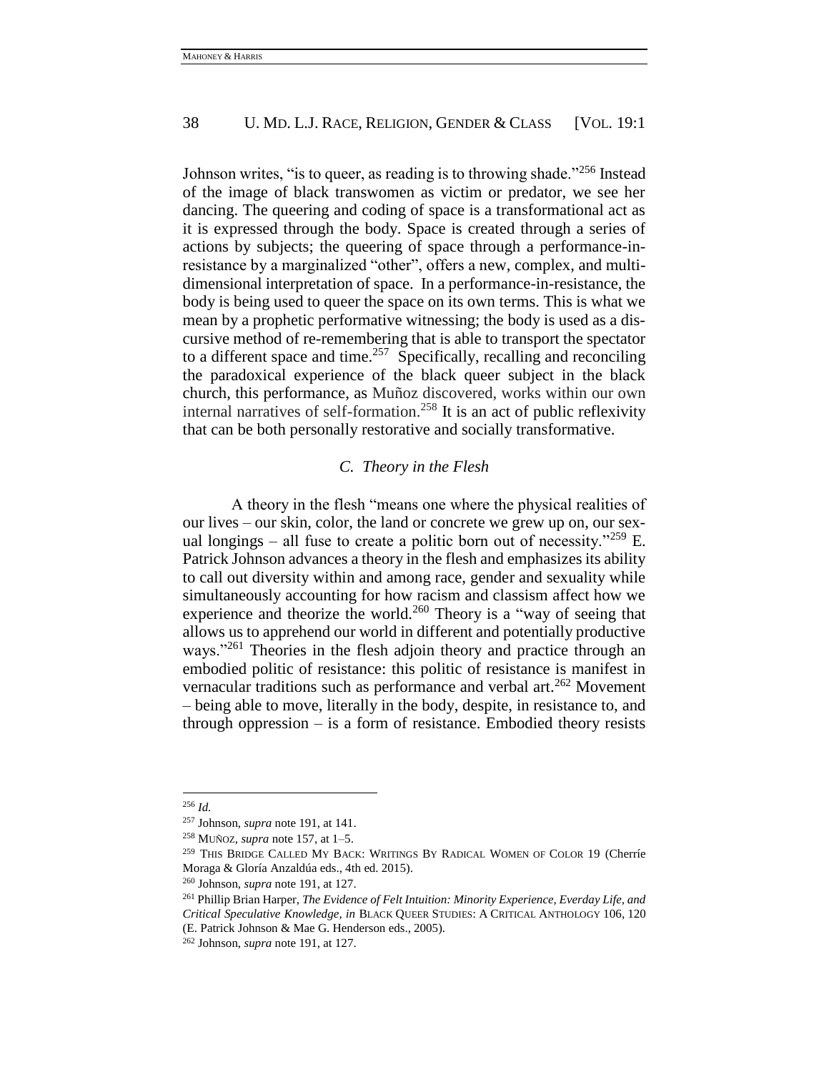Johnson writes, "is to queer, as reading is to throwing shade."[256] Instead of the image of black transwomen as victim or predator, we see her dancing. The queering and coding of space is a transformational act as it is expressed through the body. Space is created through a series of actions by subjects; the queering of space through a performance-in-resistance by a marginalized "other", offers a new, complex, and multi-dimensional interpretation of space. In a performance-in-resistance, the body is being used to queer the space on its own terms. This is what we mean by a prophetic performative witnessing; the body is used as a discursive method of re-remembering that is able to transport the spectator to a different space and time.[257] Specifically, recalling and reconciling the paradoxical experience of the black queer subject in the black church, this performance, as Muñoz discovered, works within our own internal narratives of self-formation.[258] It is an act of public reflexivity that can be both personally restorative and socially transformative.

### *C. Theory in the Flesh*

A theory in the flesh "means one where the physical realities of our lives – our skin, color, the land or concrete we grew up on, our sexual longings – all fuse to create a politic born out of necessity."[259] E. Patrick Johnson advances a theory in the flesh and emphasizes its ability to call out diversity within and among race, gender and sexuality while simultaneously accounting for how racism and classism affect how we experience and theorize the world.[260] Theory is a "way of seeing that allows us to apprehend our world in different and potentially productive ways."[261] Theories in the flesh adjoin theory and practice through an embodied politic of resistance: this politic of resistance is manifest in vernacular traditions such as performance and verbal art.[262] Movement – being able to move, literally in the body, despite, in resistance to, and through oppression – is a form of resistance. Embodied theory resists

---

[256] *Id.*

[257] Johnson, *supra* note 191, at 141.

[258] MUÑOZ, *supra* note 157, at 1–5.

[259] THIS BRIDGE CALLED MY BACK: WRITINGS BY RADICAL WOMEN OF COLOR 19 (Cherríe Moraga & Gloría Anzaldúa eds., 4th ed. 2015).

[260] Johnson, *supra* note 191, at 127.

[261] Phillip Brian Harper, *The Evidence of Felt Intuition: Minority Experience, Everday Life, and Critical Speculative Knowledge*, *in* BLACK QUEER STUDIES: A CRITICAL ANTHOLOGY 106, 120 (E. Patrick Johnson & Mae G. Henderson eds., 2005).

[262] Johnson, *supra* note 191, at 127.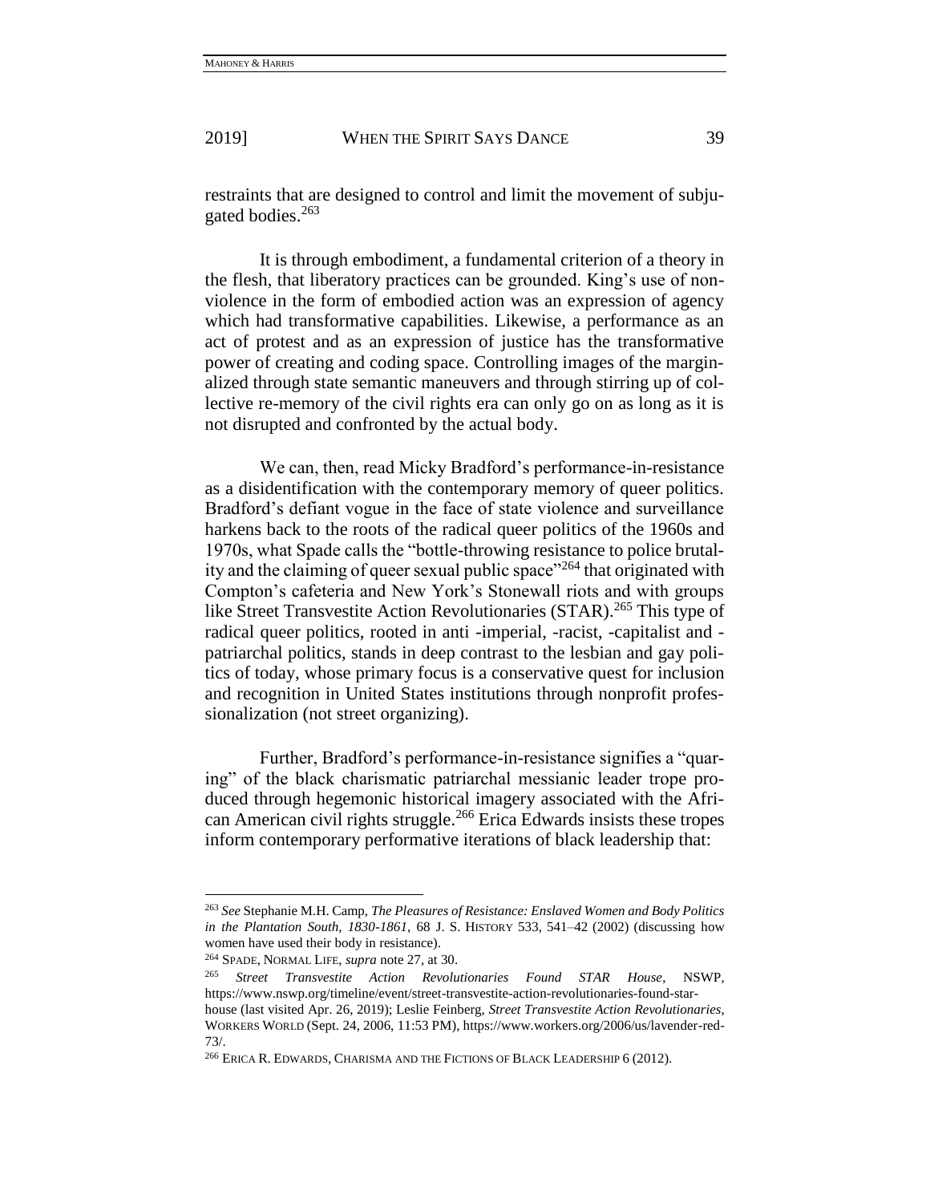restraints that are designed to control and limit the movement of subjugated bodies.[263]

It is through embodiment, a fundamental criterion of a theory in the flesh, that liberatory practices can be grounded. King's use of nonviolence in the form of embodied action was an expression of agency which had transformative capabilities. Likewise, a performance as an act of protest and as an expression of justice has the transformative power of creating and coding space. Controlling images of the marginalized through state semantic maneuvers and through stirring up of collective re-memory of the civil rights era can only go on as long as it is not disrupted and confronted by the actual body.

We can, then, read Micky Bradford's performance-in-resistance as a disidentification with the contemporary memory of queer politics. Bradford's defiant vogue in the face of state violence and surveillance harkens back to the roots of the radical queer politics of the 1960s and 1970s, what Spade calls the "bottle-throwing resistance to police brutality and the claiming of queer sexual public space"[264] that originated with Compton's cafeteria and New York's Stonewall riots and with groups like Street Transvestite Action Revolutionaries (STAR).[265] This type of radical queer politics, rooted in anti -imperial, -racist, -capitalist and -patriarchal politics, stands in deep contrast to the lesbian and gay politics of today, whose primary focus is a conservative quest for inclusion and recognition in United States institutions through nonprofit professionalization (not street organizing).

Further, Bradford's performance-in-resistance signifies a "quaring" of the black charismatic patriarchal messianic leader trope produced through hegemonic historical imagery associated with the African American civil rights struggle.[266] Erica Edwards insists these tropes inform contemporary performative iterations of black leadership that:

---

[263] *See* Stephanie M.H. Camp, *The Pleasures of Resistance: Enslaved Women and Body Politics in the Plantation South, 1830-1861*, 68 J. S. HISTORY 533, 541–42 (2002) (discussing how women have used their body in resistance).

[264] SPADE, NORMAL LIFE, *supra* note 27, at 30.

[265] *Street Transvestite Action Revolutionaries Found STAR House*, NSWP, https://www.nswp.org/timeline/event/street-transvestite-action-revolutionaries-found-star-house (last visited Apr. 26, 2019); Leslie Feinberg, *Street Transvestite Action Revolutionaries*, WORKERS WORLD (Sept. 24, 2006, 11:53 PM), https://www.workers.org/2006/us/lavender-red-73/.

[266] ERICA R. EDWARDS, CHARISMA AND THE FICTIONS OF BLACK LEADERSHIP 6 (2012).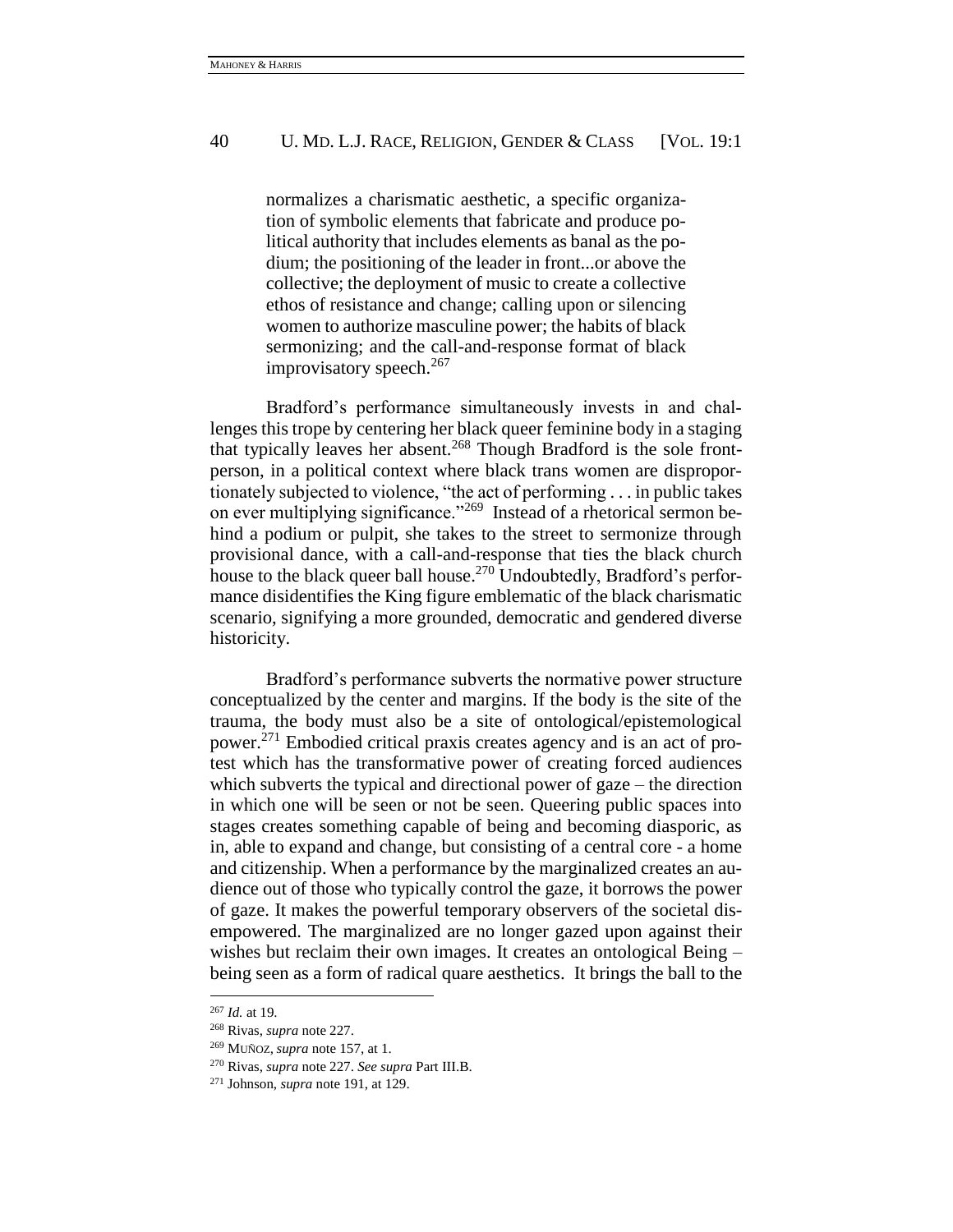> normalizes a charismatic aesthetic, a specific organization of symbolic elements that fabricate and produce political authority that includes elements as banal as the podium; the positioning of the leader in front...or above the collective; the deployment of music to create a collective ethos of resistance and change; calling upon or silencing women to authorize masculine power; the habits of black sermonizing; and the call-and-response format of black improvisatory speech.[267]

Bradford's performance simultaneously invests in and challenges this trope by centering her black queer feminine body in a staging that typically leaves her absent.[268] Though Bradford is the sole front-person, in a political context where black trans women are disproportionately subjected to violence, "the act of performing . . . in public takes on ever multiplying significance."[269] Instead of a rhetorical sermon behind a podium or pulpit, she takes to the street to sermonize through provisional dance, with a call-and-response that ties the black church house to the black queer ball house.[270] Undoubtedly, Bradford's performance disidentifies the King figure emblematic of the black charismatic scenario, signifying a more grounded, democratic and gendered diverse historicity.

Bradford's performance subverts the normative power structure conceptualized by the center and margins. If the body is the site of the trauma, the body must also be a site of ontological/epistemological power.[271] Embodied critical praxis creates agency and is an act of protest which has the transformative power of creating forced audiences which subverts the typical and directional power of gaze – the direction in which one will be seen or not be seen. Queering public spaces into stages creates something capable of being and becoming diasporic, as in, able to expand and change, but consisting of a central core - a home and citizenship. When a performance by the marginalized creates an audience out of those who typically control the gaze, it borrows the power of gaze. It makes the powerful temporary observers of the societal disempowered. The marginalized are no longer gazed upon against their wishes but reclaim their own images. It creates an ontological Being – being seen as a form of radical quare aesthetics. It brings the ball to the

---

[267] *Id.* at 19.

[268] Rivas, *supra* note 227.

[269] MUÑOZ, *supra* note 157, at 1.

[270] Rivas, *supra* note 227. *See supra* Part III.B.

[271] Johnson, *supra* note 191, at 129.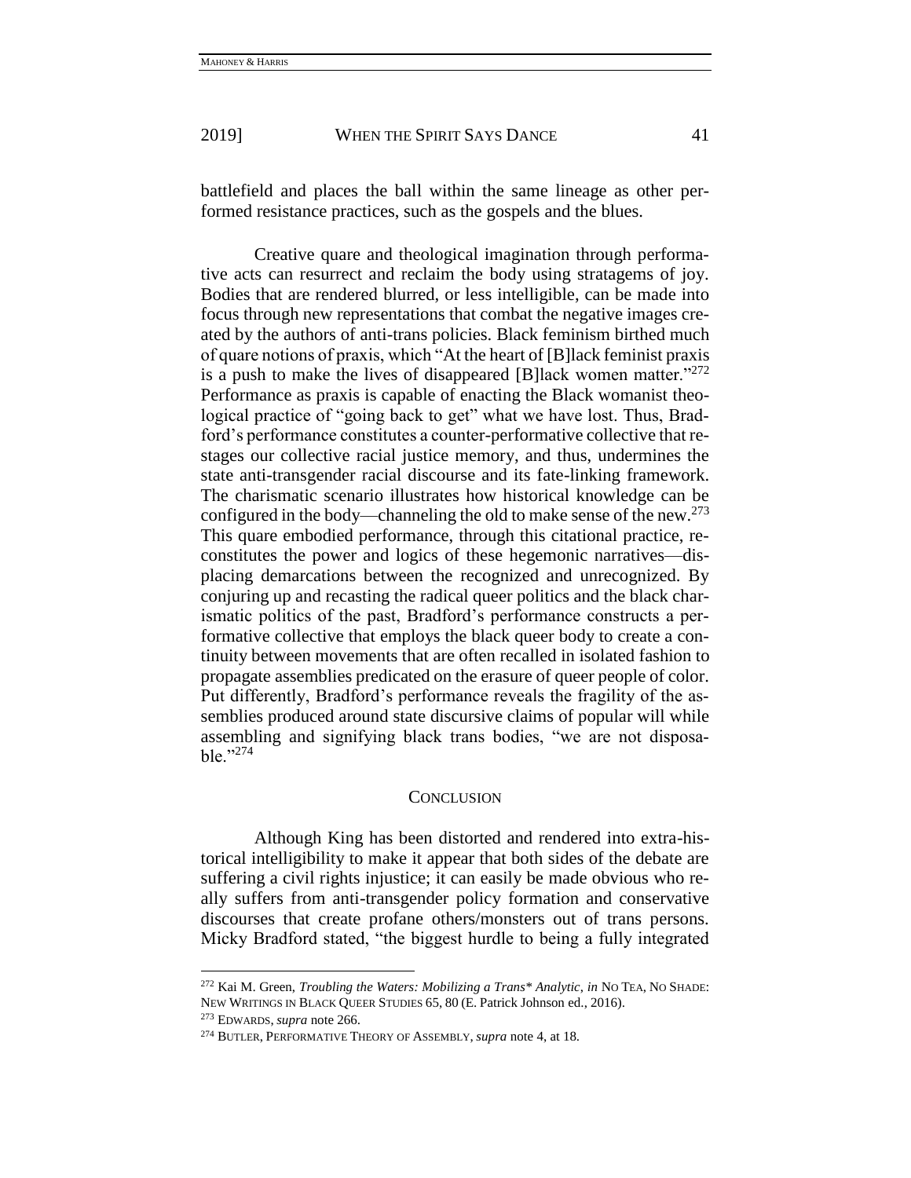battlefield and places the ball within the same lineage as other performed resistance practices, such as the gospels and the blues.

Creative quare and theological imagination through performative acts can resurrect and reclaim the body using stratagems of joy. Bodies that are rendered blurred, or less intelligible, can be made into focus through new representations that combat the negative images created by the authors of anti-trans policies. Black feminism birthed much of quare notions of praxis, which "At the heart of [B]lack feminist praxis is a push to make the lives of disappeared [B]lack women matter."[272] Performance as praxis is capable of enacting the Black womanist theological practice of "going back to get" what we have lost. Thus, Bradford's performance constitutes a counter-performative collective that restages our collective racial justice memory, and thus, undermines the state anti-transgender racial discourse and its fate-linking framework. The charismatic scenario illustrates how historical knowledge can be configured in the body—channeling the old to make sense of the new.[273] This quare embodied performance, through this citational practice, reconstitutes the power and logics of these hegemonic narratives—displacing demarcations between the recognized and unrecognized. By conjuring up and recasting the radical queer politics and the black charismatic politics of the past, Bradford's performance constructs a performative collective that employs the black queer body to create a continuity between movements that are often recalled in isolated fashion to propagate assemblies predicated on the erasure of queer people of color. Put differently, Bradford's performance reveals the fragility of the assemblies produced around state discursive claims of popular will while assembling and signifying black trans bodies, "we are not disposable."[274]

## CONCLUSION

Although King has been distorted and rendered into extra-historical intelligibility to make it appear that both sides of the debate are suffering a civil rights injustice; it can easily be made obvious who really suffers from anti-transgender policy formation and conservative discourses that create profane others/monsters out of trans persons. Micky Bradford stated, "the biggest hurdle to being a fully integrated

---

[272] Kai M. Green, *Troubling the Waters: Mobilizing a Trans\* Analytic*, *in* NO TEA, NO SHADE: NEW WRITINGS IN BLACK QUEER STUDIES 65, 80 (E. Patrick Johnson ed., 2016).

[273] EDWARDS, *supra* note 266.

[274] BUTLER, PERFORMATIVE THEORY OF ASSEMBLY, *supra* note 4, at 18.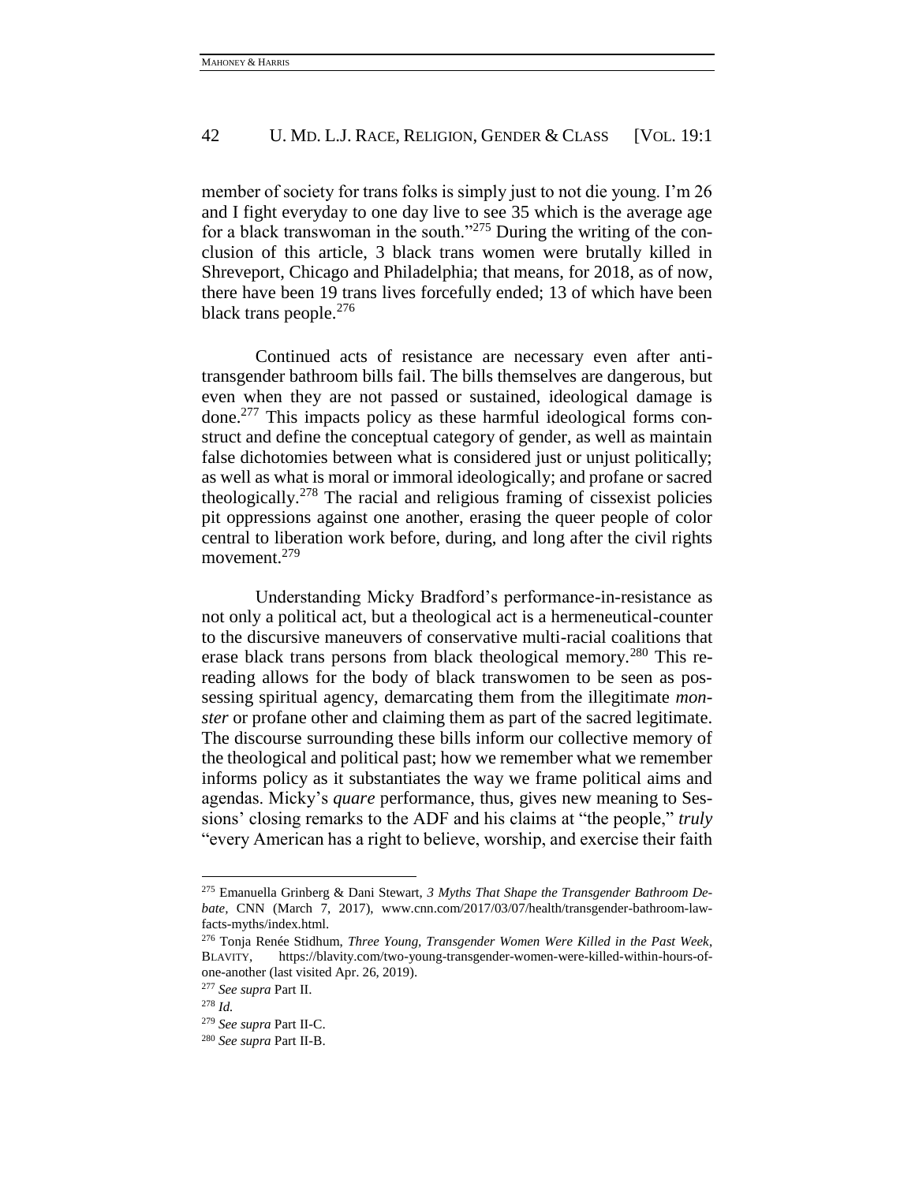member of society for trans folks is simply just to not die young. I'm 26 and I fight everyday to one day live to see 35 which is the average age for a black transwoman in the south."[275] During the writing of the conclusion of this article, 3 black trans women were brutally killed in Shreveport, Chicago and Philadelphia; that means, for 2018, as of now, there have been 19 trans lives forcefully ended; 13 of which have been black trans people.[276]

Continued acts of resistance are necessary even after anti-transgender bathroom bills fail. The bills themselves are dangerous, but even when they are not passed or sustained, ideological damage is done.[277] This impacts policy as these harmful ideological forms construct and define the conceptual category of gender, as well as maintain false dichotomies between what is considered just or unjust politically; as well as what is moral or immoral ideologically; and profane or sacred theologically.[278] The racial and religious framing of cissexist policies pit oppressions against one another, erasing the queer people of color central to liberation work before, during, and long after the civil rights movement.[279]

Understanding Micky Bradford's performance-in-resistance as not only a political act, but a theological act is a hermeneutical-counter to the discursive maneuvers of conservative multi-racial coalitions that erase black trans persons from black theological memory.[280] This rereading allows for the body of black transwomen to be seen as possessing spiritual agency, demarcating them from the illegitimate *monster* or profane other and claiming them as part of the sacred legitimate. The discourse surrounding these bills inform our collective memory of the theological and political past; how we remember what we remember informs policy as it substantiates the way we frame political aims and agendas. Micky's *quare* performance, thus, gives new meaning to Sessions' closing remarks to the ADF and his claims at "the people," *truly* "every American has a right to believe, worship, and exercise their faith

---

[275] Emanuella Grinberg & Dani Stewart, *3 Myths That Shape the Transgender Bathroom Debate*, CNN (March 7, 2017), www.cnn.com/2017/03/07/health/transgender-bathroom-law-facts-myths/index.html.

[276] Tonja Renée Stidhum, *Three Young, Transgender Women Were Killed in the Past Week*, BLAVITY, https://blavity.com/two-young-transgender-women-were-killed-within-hours-of-one-another (last visited Apr. 26, 2019).

[277] *See supra* Part II.

[278] *Id.*

[279] *See supra* Part II-C.

[280] *See supra* Part II-B.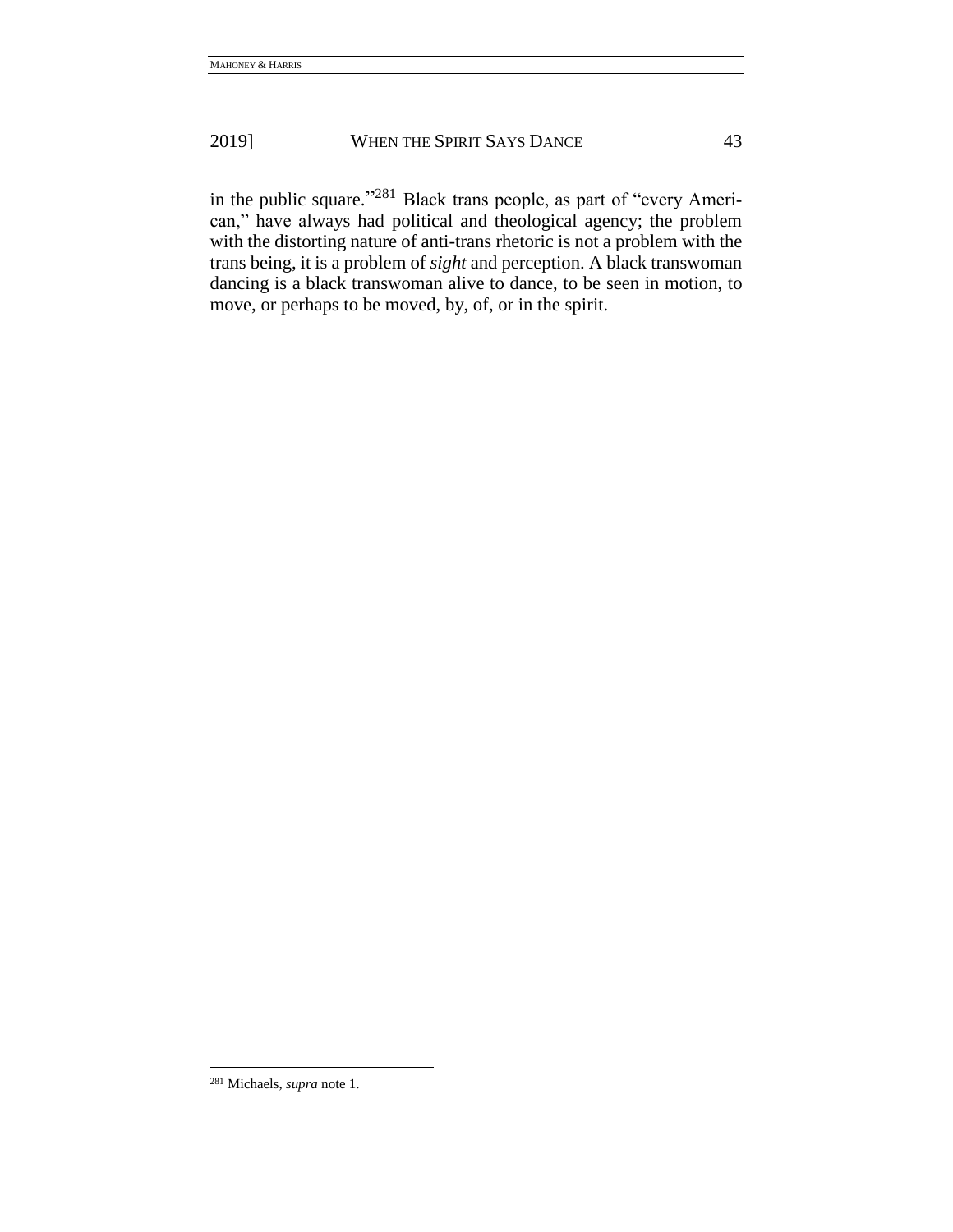in the public square."[281] Black trans people, as part of "every American," have always had political and theological agency; the problem with the distorting nature of anti-trans rhetoric is not a problem with the trans being, it is a problem of *sight* and perception. A black transwoman dancing is a black transwoman alive to dance, to be seen in motion, to move, or perhaps to be moved, by, of, or in the spirit.

---

[281] Michaels, *supra* note 1.